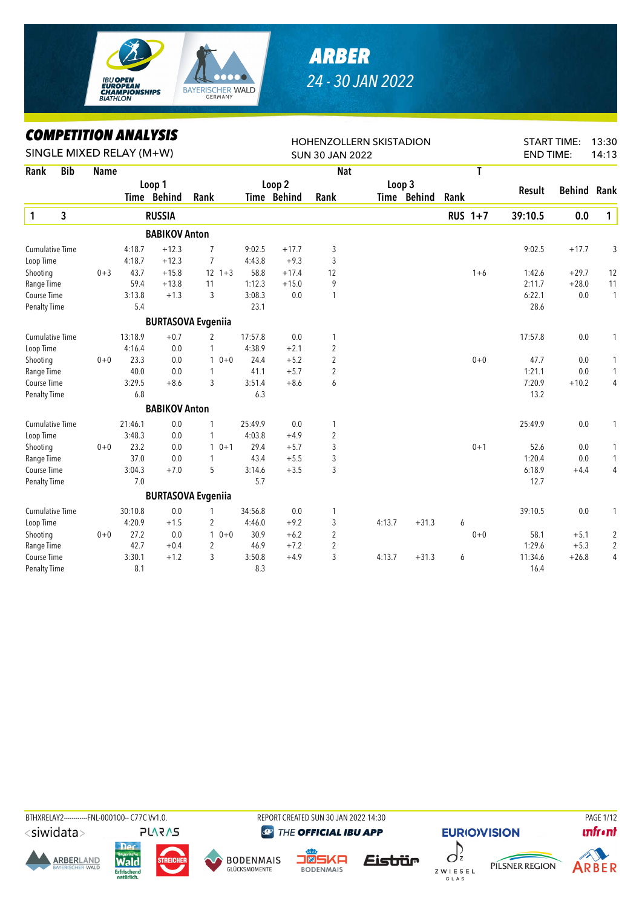# ARBER

24 - 30 JAN 2022

## COMPETITION ANALYSIS

SINGLE MIXED RELAY (M+W)

HOHENZOLLERN SKISTADION
SUN 30 JAN 2022

START TIME: 13:30
END TIME: 14:13

| Rank | Bib | Name | | Loop 1 Time | Loop 1 Behind | Loop 1 Rank | | Loop 2 Time | Loop 2 Behind | Loop 2 Rank | Loop 3 Time | Loop 3 Behind | Loop 3 Rank | Nat | T | Result | Behind | Rank |
|---|---|---|---|---|---|---|---|---|---|---|---|---|---|---|---|---|---|---|
| 1 | 3 | RUSSIA | | | | | | | | | | | | RUS | 1+7 | 39:10.5 | 0.0 | 1 |
| | | **BABIKOV Anton** | | | | | | | | | | | | | | | | |
| Cumulative Time | | | | 4:18.7 | +12.3 | 7 | | 9:02.5 | +17.7 | 3 | | | | | | 9:02.5 | +17.7 | 3 |
| Loop Time | | | | 4:18.7 | +12.3 | 7 | | 4:43.8 | +9.3 | 3 | | | | | | | | |
| Shooting | | | 0+3 | 43.7 | +15.8 | 12 | 1+3 | 58.8 | +17.4 | 12 | | | | | 1+6 | 1:42.6 | +29.7 | 12 |
| Range Time | | | | 59.4 | +13.8 | 11 | | 1:12.3 | +15.0 | 9 | | | | | | 2:11.7 | +28.0 | 11 |
| Course Time | | | | 3:13.8 | +1.3 | 3 | | 3:08.3 | 0.0 | 1 | | | | | | 6:22.1 | 0.0 | 1 |
| Penalty Time | | | | 5.4 | | | | 23.1 | | | | | | | | 28.6 | | |
| | | **BURTASOVA Evgeniia** | | | | | | | | | | | | | | | | |
| Cumulative Time | | | | 13:18.9 | +0.7 | 2 | | 17:57.8 | 0.0 | 1 | | | | | | 17:57.8 | 0.0 | 1 |
| Loop Time | | | | 4:16.4 | 0.0 | 1 | | 4:38.9 | +2.1 | 2 | | | | | | | | |
| Shooting | | | 0+0 | 23.3 | 0.0 | 1 | 0+0 | 24.4 | +5.2 | 2 | | | | | 0+0 | 47.7 | 0.0 | 1 |
| Range Time | | | | 40.0 | 0.0 | 1 | | 41.1 | +5.7 | 2 | | | | | | 1:21.1 | 0.0 | 1 |
| Course Time | | | | 3:29.5 | +8.6 | 3 | | 3:51.4 | +8.6 | 6 | | | | | | 7:20.9 | +10.2 | 4 |
| Penalty Time | | | | 6.8 | | | | 6.3 | | | | | | | | 13.2 | | |
| | | **BABIKOV Anton** | | | | | | | | | | | | | | | | |
| Cumulative Time | | | | 21:46.1 | 0.0 | 1 | | 25:49.9 | 0.0 | 1 | | | | | | 25:49.9 | 0.0 | 1 |
| Loop Time | | | | 3:48.3 | 0.0 | 1 | | 4:03.8 | +4.9 | 2 | | | | | | | | |
| Shooting | | | 0+0 | 23.2 | 0.0 | 1 | 0+1 | 29.4 | +5.7 | 3 | | | | | 0+1 | 52.6 | 0.0 | 1 |
| Range Time | | | | 37.0 | 0.0 | 1 | | 43.4 | +5.5 | 3 | | | | | | 1:20.4 | 0.0 | 1 |
| Course Time | | | | 3:04.3 | +7.0 | 5 | | 3:14.6 | +3.5 | 3 | | | | | | 6:18.9 | +4.4 | 4 |
| Penalty Time | | | | 7.0 | | | | 5.7 | | | | | | | | 12.7 | | |
| | | **BURTASOVA Evgeniia** | | | | | | | | | | | | | | | | |
| Cumulative Time | | | | 30:10.8 | 0.0 | 1 | | 34:56.8 | 0.0 | 1 | | | | | | 39:10.5 | 0.0 | 1 |
| Loop Time | | | | 4:20.9 | +1.5 | 2 | | 4:46.0 | +9.2 | 3 | 4:13.7 | +31.3 | 6 | | | | | |
| Shooting | | | 0+0 | 27.2 | 0.0 | 1 | 0+0 | 30.9 | +6.2 | 2 | | | | | 0+0 | 58.1 | +5.1 | 2 |
| Range Time | | | | 42.7 | +0.4 | 2 | | 46.9 | +7.2 | 2 | | | | | | 1:29.6 | +5.3 | 2 |
| Course Time | | | | 3:30.1 | +1.2 | 3 | | 3:50.8 | +4.9 | 3 | 4:13.7 | +31.3 | 6 | | | 11:34.6 | +26.8 | 4 |
| Penalty Time | | | | 8.1 | | | | 8.3 | | | | | | | | 16.4 | | |

BTHXRELAY2-----------FNL-000100-- C77C Vv1.0. REPORT CREATED SUN 30 JAN 2022 14:30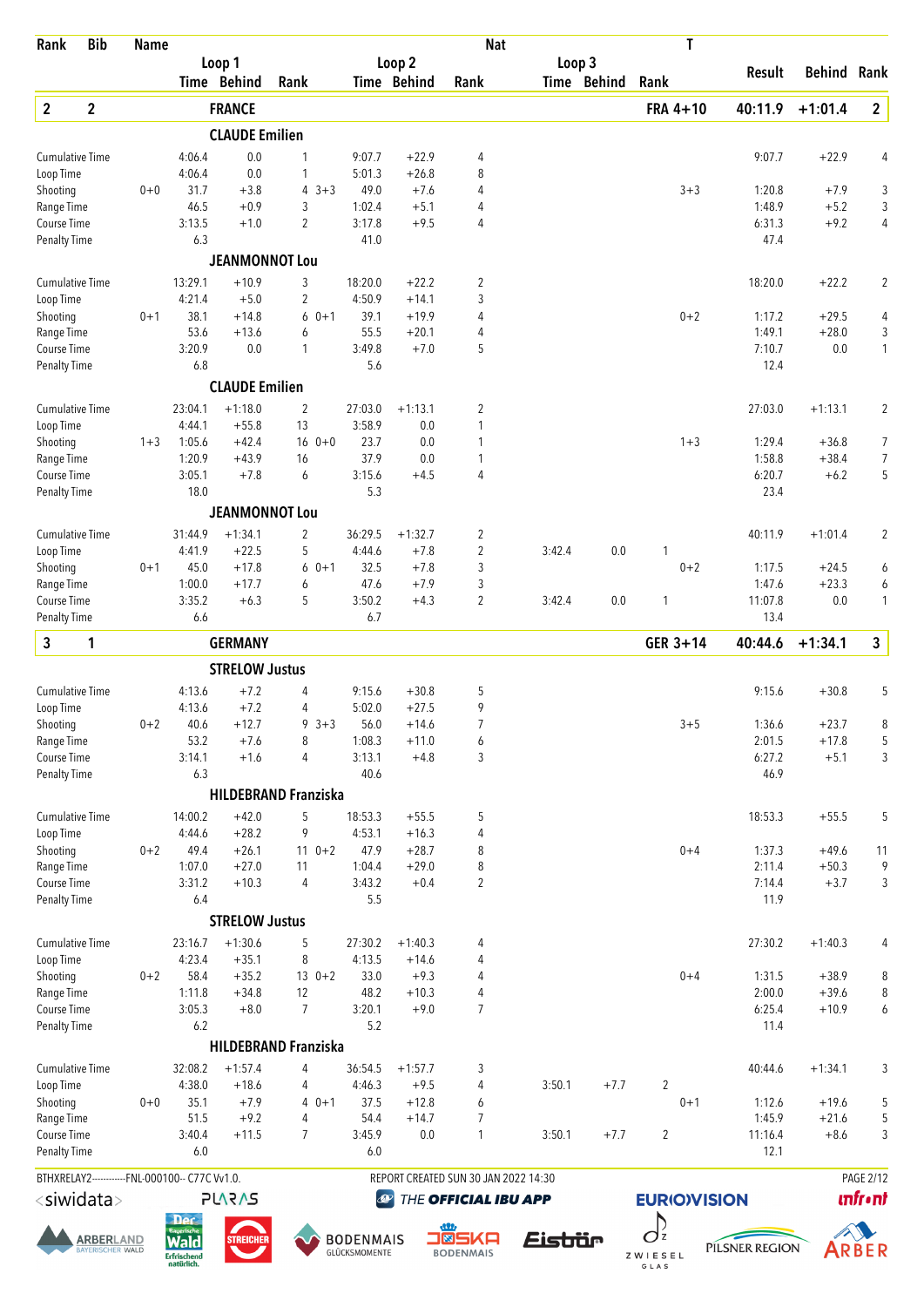| Rank | Bib | Name | | | | | | | Nat | | | | T | | | |
|---|---|---|---|---|---|---|---|---|---|---|---|---|---|---|---|---|
| | | | Loop 1 | | | Loop 2 | | | Loop 3 | | | | | | | |
| | | | Time | Behind | Rank | | Time | Behind | Rank | Time | Behind | Rank | | Result | Behind | Rank |
| **2** | **2** | **FRANCE** | | | | | | | | | | | **FRA 4+10** | **40:11.9** | **+1:01.4** | **2** |
| | | **CLAUDE Emilien** | | | | | | | | | | | | | | |
| Cumulative Time | | | 4:06.4 | 0.0 | 1 | | 9:07.7 | +22.9 | 4 | | | | | 9:07.7 | +22.9 | 4 |
| Loop Time | | | 4:06.4 | 0.0 | 1 | | 5:01.3 | +26.8 | 8 | | | | | | | |
| Shooting | | 0+0 | 31.7 | +3.8 | 4 | 3+3 | 49.0 | +7.6 | 4 | | | | 3+3 | 1:20.8 | +7.9 | 3 |
| Range Time | | | 46.5 | +0.9 | 3 | | 1:02.4 | +5.1 | 4 | | | | | 1:48.9 | +5.2 | 3 |
| Course Time | | | 3:13.5 | +1.0 | 2 | | 3:17.8 | +9.5 | 4 | | | | | 6:31.3 | +9.2 | 4 |
| Penalty Time | | | 6.3 | | | | 41.0 | | | | | | | 47.4 | | |
| | | **JEANMONNOT Lou** | | | | | | | | | | | | | | |
| Cumulative Time | | | 13:29.1 | +10.9 | 3 | | 18:20.0 | +22.2 | 2 | | | | | 18:20.0 | +22.2 | 2 |
| Loop Time | | | 4:21.4 | +5.0 | 2 | | 4:50.9 | +14.1 | 3 | | | | | | | |
| Shooting | | 0+1 | 38.1 | +14.8 | 6 | 0+1 | 39.1 | +19.9 | 4 | | | | 0+2 | 1:17.2 | +29.5 | 4 |
| Range Time | | | 53.6 | +13.6 | 6 | | 55.5 | +20.1 | 4 | | | | | 1:49.1 | +28.0 | 3 |
| Course Time | | | 3:20.9 | 0.0 | 1 | | 3:49.8 | +7.0 | 5 | | | | | 7:10.7 | 0.0 | 1 |
| Penalty Time | | | 6.8 | | | | 5.6 | | | | | | | 12.4 | | |
| | | **CLAUDE Emilien** | | | | | | | | | | | | | | |
| Cumulative Time | | | 23:04.1 | +1:18.0 | 2 | | 27:03.0 | +1:13.1 | 2 | | | | | 27:03.0 | +1:13.1 | 2 |
| Loop Time | | | 4:44.1 | +55.8 | 13 | | 3:58.9 | 0.0 | 1 | | | | | | | |
| Shooting | | 1+3 | 1:05.6 | +42.4 | 16 | 0+0 | 23.7 | 0.0 | 1 | | | | 1+3 | 1:29.4 | +36.8 | 7 |
| Range Time | | | 1:20.9 | +43.9 | 16 | | 37.9 | 0.0 | 1 | | | | | 1:58.8 | +38.4 | 7 |
| Course Time | | | 3:05.1 | +7.8 | 6 | | 3:15.6 | +4.5 | 4 | | | | | 6:20.7 | +6.2 | 5 |
| Penalty Time | | | 18.0 | | | | 5.3 | | | | | | | 23.4 | | |
| | | **JEANMONNOT Lou** | | | | | | | | | | | | | | |
| Cumulative Time | | | 31:44.9 | +1:34.1 | 2 | | 36:29.5 | +1:32.7 | 2 | | | | | 40:11.9 | +1:01.4 | 2 |
| Loop Time | | | 4:41.9 | +22.5 | 5 | | 4:44.6 | +7.8 | 2 | 3:42.4 | 0.0 | 1 | | | | |
| Shooting | | 0+1 | 45.0 | +17.8 | 6 | 0+1 | 32.5 | +7.8 | 3 | | | | 0+2 | 1:17.5 | +24.5 | 6 |
| Range Time | | | 1:00.0 | +17.7 | 6 | | 47.6 | +7.9 | 3 | | | | | 1:47.6 | +23.3 | 6 |
| Course Time | | | 3:35.2 | +6.3 | 5 | | 3:50.2 | +4.3 | 2 | 3:42.4 | 0.0 | 1 | | 11:07.8 | 0.0 | 1 |
| Penalty Time | | | 6.6 | | | | 6.7 | | | | | | | 13.4 | | |
| **3** | **1** | **GERMANY** | | | | | | | | | | | **GER 3+14** | **40:44.6** | **+1:34.1** | **3** |
| | | **STRELOW Justus** | | | | | | | | | | | | | | |
| Cumulative Time | | | 4:13.6 | +7.2 | 4 | | 9:15.6 | +30.8 | 5 | | | | | 9:15.6 | +30.8 | 5 |
| Loop Time | | | 4:13.6 | +7.2 | 4 | | 5:02.0 | +27.5 | 9 | | | | | | | |
| Shooting | | 0+2 | 40.6 | +12.7 | 9 | 3+3 | 56.0 | +14.6 | 7 | | | | 3+5 | 1:36.6 | +23.7 | 8 |
| Range Time | | | 53.2 | +7.6 | 8 | | 1:08.3 | +11.0 | 6 | | | | | 2:01.5 | +17.8 | 5 |
| Course Time | | | 3:14.1 | +1.6 | 4 | | 3:13.1 | +4.8 | 3 | | | | | 6:27.2 | +5.1 | 3 |
| Penalty Time | | | 6.3 | | | | 40.6 | | | | | | | 46.9 | | |
| | | **HILDEBRAND Franziska** | | | | | | | | | | | | | | |
| Cumulative Time | | | 14:00.2 | +42.0 | 5 | | 18:53.3 | +55.5 | 5 | | | | | 18:53.3 | +55.5 | 5 |
| Loop Time | | | 4:44.6 | +28.2 | 9 | | 4:53.1 | +16.3 | 4 | | | | | | | |
| Shooting | | 0+2 | 49.4 | +26.1 | 11 | 0+2 | 47.9 | +28.7 | 8 | | | | 0+4 | 1:37.3 | +49.6 | 11 |
| Range Time | | | 1:07.0 | +27.0 | 11 | | 1:04.4 | +29.0 | 8 | | | | | 2:11.4 | +50.3 | 9 |
| Course Time | | | 3:31.2 | +10.3 | 4 | | 3:43.2 | +0.4 | 2 | | | | | 7:14.4 | +3.7 | 3 |
| Penalty Time | | | 6.4 | | | | 5.5 | | | | | | | 11.9 | | |
| | | **STRELOW Justus** | | | | | | | | | | | | | | |
| Cumulative Time | | | 23:16.7 | +1:30.6 | 5 | | 27:30.2 | +1:40.3 | 4 | | | | | 27:30.2 | +1:40.3 | 4 |
| Loop Time | | | 4:23.4 | +35.1 | 8 | | 4:13.5 | +14.6 | 4 | | | | | | | |
| Shooting | | 0+2 | 58.4 | +35.2 | 13 | 0+2 | 33.0 | +9.3 | 4 | | | | 0+4 | 1:31.5 | +38.9 | 8 |
| Range Time | | | 1:11.8 | +34.8 | 12 | | 48.2 | +10.3 | 4 | | | | | 2:00.0 | +39.6 | 8 |
| Course Time | | | 3:05.3 | +8.0 | 7 | | 3:20.1 | +9.0 | 7 | | | | | 6:25.4 | +10.9 | 6 |
| Penalty Time | | | 6.2 | | | | 5.2 | | | | | | | 11.4 | | |
| | | **HILDEBRAND Franziska** | | | | | | | | | | | | | | |
| Cumulative Time | | | 32:08.2 | +1:57.4 | 4 | | 36:54.5 | +1:57.7 | 3 | | | | | 40:44.6 | +1:34.1 | 3 |
| Loop Time | | | 4:38.0 | +18.6 | 4 | | 4:46.3 | +9.5 | 4 | 3:50.1 | +7.7 | 2 | | | | |
| Shooting | | 0+0 | 35.1 | +7.9 | 4 | 0+1 | 37.5 | +12.8 | 6 | | | | 0+1 | 1:12.6 | +19.6 | 5 |
| Range Time | | | 51.5 | +9.2 | 4 | | 54.4 | +14.7 | 7 | | | | | 1:45.9 | +21.6 | 5 |
| Course Time | | | 3:40.4 | +11.5 | 7 | | 3:45.9 | 0.0 | 1 | 3:50.1 | +7.7 | 2 | | 11:16.4 | +8.6 | 3 |
| Penalty Time | | | 6.0 | | | | 6.0 | | | | | | | 12.1 | | |

BTHXRELAY2-----------FNL-000100-- C77C Vv1.0. REPORT CREATED SUN 30 JAN 2022 14:30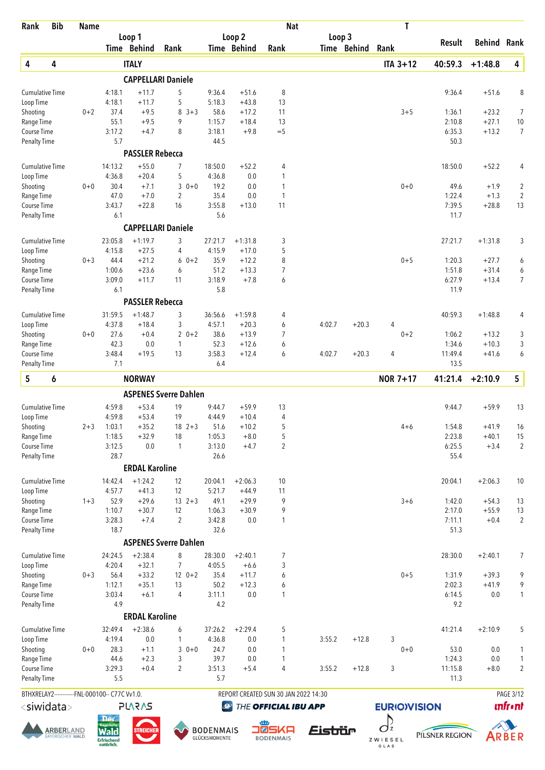| Rank | Bib | Name | | Loop 1 Time | Loop 1 Behind | Loop 1 Rank | | Loop 2 Time | Loop 2 Behind | Loop 2 Rank | Nat | Loop 3 Time | Loop 3 Behind | Loop 3 Rank | T | Result | Behind | Rank |
|---|---|---|---|---|---|---|---|---|---|---|---|---|---|---|---|---|---|---|
| **4** | **4** | **ITALY** | | | | | | | | | | | | | **ITA 3+12** | **40:59.3** | **+1:48.8** | **4** |
| | | **CAPPELLARI Daniele** | | | | | | | | | | | | | | | | |
| | | Cumulative Time | | 4:18.1 | +11.7 | 5 | | 9:36.4 | +51.6 | 8 | | | | | | 9:36.4 | +51.6 | 8 |
| | | Loop Time | | 4:18.1 | +11.7 | 5 | | 5:18.3 | +43.8 | 13 | | | | | | | | |
| | | Shooting | 0+2 | 37.4 | +9.5 | 8 | 3+3 | 58.6 | +17.2 | 11 | | | | | 3+5 | 1:36.1 | +23.2 | 7 |
| | | Range Time | | 55.1 | +9.5 | 9 | | 1:15.7 | +18.4 | 13 | | | | | | 2:10.8 | +27.1 | 10 |
| | | Course Time | | 3:17.2 | +4.7 | 8 | | 3:18.1 | +9.8 | =5 | | | | | | 6:35.3 | +13.2 | 7 |
| | | Penalty Time | | 5.7 | | | | 44.5 | | | | | | | | 50.3 | | |
| | | **PASSLER Rebecca** | | | | | | | | | | | | | | | | |
| | | Cumulative Time | | 14:13.2 | +55.0 | 7 | | 18:50.0 | +52.2 | 4 | | | | | | 18:50.0 | +52.2 | 4 |
| | | Loop Time | | 4:36.8 | +20.4 | 5 | | 4:36.8 | 0.0 | 1 | | | | | | | | |
| | | Shooting | 0+0 | 30.4 | +7.1 | 3 | 0+0 | 19.2 | 0.0 | 1 | | | | | 0+0 | 49.6 | +1.9 | 2 |
| | | Range Time | | 47.0 | +7.0 | 2 | | 35.4 | 0.0 | 1 | | | | | | 1:22.4 | +1.3 | 2 |
| | | Course Time | | 3:43.7 | +22.8 | 16 | | 3:55.8 | +13.0 | 11 | | | | | | 7:39.5 | +28.8 | 13 |
| | | Penalty Time | | 6.1 | | | | 5.6 | | | | | | | | 11.7 | | |
| | | **CAPPELLARI Daniele** | | | | | | | | | | | | | | | | |
| | | Cumulative Time | | 23:05.8 | +1:19.7 | 3 | | 27:21.7 | +1:31.8 | 3 | | | | | | 27:21.7 | +1:31.8 | 3 |
| | | Loop Time | | 4:15.8 | +27.5 | 4 | | 4:15.9 | +17.0 | 5 | | | | | | | | |
| | | Shooting | 0+3 | 44.4 | +21.2 | 6 | 0+2 | 35.9 | +12.2 | 8 | | | | | 0+5 | 1:20.3 | +27.7 | 6 |
| | | Range Time | | 1:00.6 | +23.6 | 6 | | 51.2 | +13.3 | 7 | | | | | | 1:51.8 | +31.4 | 6 |
| | | Course Time | | 3:09.0 | +11.7 | 11 | | 3:18.9 | +7.8 | 6 | | | | | | 6:27.9 | +13.4 | 7 |
| | | Penalty Time | | 6.1 | | | | 5.8 | | | | | | | | 11.9 | | |
| | | **PASSLER Rebecca** | | | | | | | | | | | | | | | | |
| | | Cumulative Time | | 31:59.5 | +1:48.7 | 3 | | 36:56.6 | +1:59.8 | 4 | | | | | | 40:59.3 | +1:48.8 | 4 |
| | | Loop Time | | 4:37.8 | +18.4 | 3 | | 4:57.1 | +20.3 | 6 | | 4:02.7 | +20.3 | 4 | | | | |
| | | Shooting | 0+0 | 27.6 | +0.4 | 2 | 0+2 | 38.6 | +13.9 | 7 | | | | | 0+2 | 1:06.2 | +13.2 | 3 |
| | | Range Time | | 42.3 | 0.0 | 1 | | 52.3 | +12.6 | 6 | | | | | | 1:34.6 | +10.3 | 3 |
| | | Course Time | | 3:48.4 | +19.5 | 13 | | 3:58.3 | +12.4 | 6 | | 4:02.7 | +20.3 | 4 | | 11:49.4 | +41.6 | 6 |
| | | Penalty Time | | 7.1 | | | | 6.4 | | | | | | | | 13.5 | | |
| **5** | **6** | **NORWAY** | | | | | | | | | | | | | **NOR 7+17** | **41:21.4** | **+2:10.9** | **5** |
| | | **ASPENES Sverre Dahlen** | | | | | | | | | | | | | | | | |
| | | Cumulative Time | | 4:59.8 | +53.4 | 19 | | 9:44.7 | +59.9 | 13 | | | | | | 9:44.7 | +59.9 | 13 |
| | | Loop Time | | 4:59.8 | +53.4 | 19 | | 4:44.9 | +10.4 | 4 | | | | | | | | |
| | | Shooting | 2+3 | 1:03.1 | +35.2 | 18 | 2+3 | 51.6 | +10.2 | 5 | | | | | 4+6 | 1:54.8 | +41.9 | 16 |
| | | Range Time | | 1:18.5 | +32.9 | 18 | | 1:05.3 | +8.0 | 5 | | | | | | 2:23.8 | +40.1 | 15 |
| | | Course Time | | 3:12.5 | 0.0 | 1 | | 3:13.0 | +4.7 | 2 | | | | | | 6:25.5 | +3.4 | 2 |
| | | Penalty Time | | 28.7 | | | | 26.6 | | | | | | | | 55.4 | | |
| | | **ERDAL Karoline** | | | | | | | | | | | | | | | | |
| | | Cumulative Time | | 14:42.4 | +1:24.2 | 12 | | 20:04.1 | +2:06.3 | 10 | | | | | | 20:04.1 | +2:06.3 | 10 |
| | | Loop Time | | 4:57.7 | +41.3 | 12 | | 5:21.7 | +44.9 | 11 | | | | | | | | |
| | | Shooting | 1+3 | 52.9 | +29.6 | 13 | 2+3 | 49.1 | +29.9 | 9 | | | | | 3+6 | 1:42.0 | +54.3 | 13 |
| | | Range Time | | 1:10.7 | +30.7 | 12 | | 1:06.3 | +30.9 | 9 | | | | | | 2:17.0 | +55.9 | 13 |
| | | Course Time | | 3:28.3 | +7.4 | 2 | | 3:42.8 | 0.0 | 1 | | | | | | 7:11.1 | +0.4 | 2 |
| | | Penalty Time | | 18.7 | | | | 32.6 | | | | | | | | 51.3 | | |
| | | **ASPENES Sverre Dahlen** | | | | | | | | | | | | | | | | |
| | | Cumulative Time | | 24:24.5 | +2:38.4 | 8 | | 28:30.0 | +2:40.1 | 7 | | | | | | 28:30.0 | +2:40.1 | 7 |
| | | Loop Time | | 4:20.4 | +32.1 | 7 | | 4:05.5 | +6.6 | 3 | | | | | | | | |
| | | Shooting | 0+3 | 56.4 | +33.2 | 12 | 0+2 | 35.4 | +11.7 | 6 | | | | | 0+5 | 1:31.9 | +39.3 | 9 |
| | | Range Time | | 1:12.1 | +35.1 | 13 | | 50.2 | +12.3 | 6 | | | | | | 2:02.3 | +41.9 | 9 |
| | | Course Time | | 3:03.4 | +6.1 | 4 | | 3:11.1 | 0.0 | 1 | | | | | | 6:14.5 | 0.0 | 1 |
| | | Penalty Time | | 4.9 | | | | 4.2 | | | | | | | | 9.2 | | |
| | | **ERDAL Karoline** | | | | | | | | | | | | | | | | |
| | | Cumulative Time | | 32:49.4 | +2:38.6 | 6 | | 37:26.2 | +2:29.4 | 5 | | | | | | 41:21.4 | +2:10.9 | 5 |
| | | Loop Time | | 4:19.4 | 0.0 | 1 | | 4:36.8 | 0.0 | 1 | | 3:55.2 | +12.8 | 3 | | | | |
| | | Shooting | 0+0 | 28.3 | +1.1 | 3 | 0+0 | 24.7 | 0.0 | 1 | | | | | 0+0 | 53.0 | 0.0 | 1 |
| | | Range Time | | 44.6 | +2.3 | 3 | | 39.7 | 0.0 | 1 | | | | | | 1:24.3 | 0.0 | 1 |
| | | Course Time | | 3:29.3 | +0.4 | 2 | | 3:51.3 | +5.4 | 4 | | 3:55.2 | +12.8 | 3 | | 11:15.8 | +8.0 | 2 |
| | | Penalty Time | | 5.5 | | | | 5.7 | | | | | | | | 11.3 | | |

BTHXRELAY2-----------FNL-000100-- C77C Vv1.0. REPORT CREATED SUN 30 JAN 2022 14:30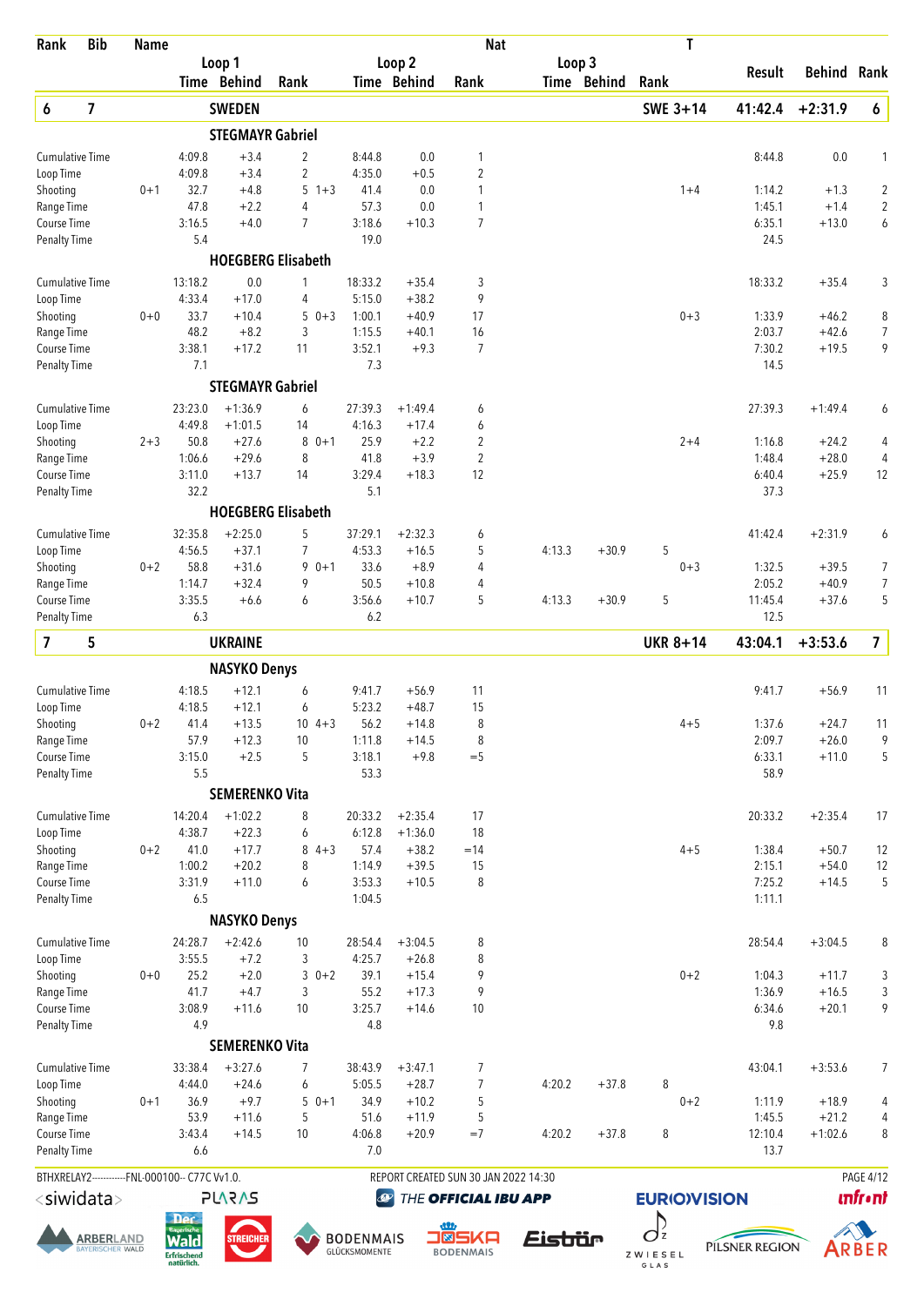| Rank | Bib | Name | | Loop 1 Time | Behind | Rank | | Loop 2 Time | Behind | Rank | Loop 3 Time | Behind | Rank | T | Result | Behind | Rank |
|---|---|---|---|---|---|---|---|---|---|---|---|---|---|---|---|---|---|
| **6** | **7** | **SWEDEN** | | | | | | | | | | | | **SWE 3+14** | **41:42.4** | **+2:31.9** | **6** |
| | | **STEGMAYR Gabriel** | | | | | | | | | | | | | | | |
| | | Cumulative Time | | 4:09.8 | +3.4 | 2 | | 8:44.8 | 0.0 | 1 | | | | | 8:44.8 | 0.0 | 1 |
| | | Loop Time | | 4:09.8 | +3.4 | 2 | | 4:35.0 | +0.5 | 2 | | | | | | | |
| | | Shooting | 0+1 | 32.7 | +4.8 | 5 | 1+3 | 41.4 | 0.0 | 1 | | | | 1+4 | 1:14.2 | +1.3 | 2 |
| | | Range Time | | 47.8 | +2.2 | 4 | | 57.3 | 0.0 | 1 | | | | | 1:45.1 | +1.4 | 2 |
| | | Course Time | | 3:16.5 | +4.0 | 7 | | 3:18.6 | +10.3 | 7 | | | | | 6:35.1 | +13.0 | 6 |
| | | Penalty Time | | 5.4 | | | | 19.0 | | | | | | | 24.5 | | |
| | | **HOEGBERG Elisabeth** | | | | | | | | | | | | | | | |
| | | Cumulative Time | | 13:18.2 | 0.0 | 1 | | 18:33.2 | +35.4 | 3 | | | | | 18:33.2 | +35.4 | 3 |
| | | Loop Time | | 4:33.4 | +17.0 | 4 | | 5:15.0 | +38.2 | 9 | | | | | | | |
| | | Shooting | 0+0 | 33.7 | +10.4 | 5 | 0+3 | 1:00.1 | +40.9 | 17 | | | | 0+3 | 1:33.9 | +46.2 | 8 |
| | | Range Time | | 48.2 | +8.2 | 3 | | 1:15.5 | +40.1 | 16 | | | | | 2:03.7 | +42.6 | 7 |
| | | Course Time | | 3:38.1 | +17.2 | 11 | | 3:52.1 | +9.3 | 7 | | | | | 7:30.2 | +19.5 | 9 |
| | | Penalty Time | | 7.1 | | | | 7.3 | | | | | | | 14.5 | | |
| | | **STEGMAYR Gabriel** | | | | | | | | | | | | | | | |
| | | Cumulative Time | | 23:23.0 | +1:36.9 | 6 | | 27:39.3 | +1:49.4 | 6 | | | | | 27:39.3 | +1:49.4 | 6 |
| | | Loop Time | | 4:49.8 | +1:01.5 | 14 | | 4:16.3 | +17.4 | 6 | | | | | | | |
| | | Shooting | 2+3 | 50.8 | +27.6 | 8 | 0+1 | 25.9 | +2.2 | 2 | | | | 2+4 | 1:16.8 | +24.2 | 4 |
| | | Range Time | | 1:06.6 | +29.6 | 8 | | 41.8 | +3.9 | 2 | | | | | 1:48.4 | +28.0 | 4 |
| | | Course Time | | 3:11.0 | +13.7 | 14 | | 3:29.4 | +18.3 | 12 | | | | | 6:40.4 | +25.9 | 12 |
| | | Penalty Time | | 32.2 | | | | 5.1 | | | | | | | 37.3 | | |
| | | **HOEGBERG Elisabeth** | | | | | | | | | | | | | | | |
| | | Cumulative Time | | 32:35.8 | +2:25.0 | 5 | | 37:29.1 | +2:32.3 | 6 | | | | | 41:42.4 | +2:31.9 | 6 |
| | | Loop Time | | 4:56.5 | +37.1 | 7 | | 4:53.3 | +16.5 | 5 | 4:13.3 | +30.9 | 5 | | | | |
| | | Shooting | 0+2 | 58.8 | +31.6 | 9 | 0+1 | 33.6 | +8.9 | 4 | | | | 0+3 | 1:32.5 | +39.5 | 7 |
| | | Range Time | | 1:14.7 | +32.4 | 9 | | 50.5 | +10.8 | 4 | | | | | 2:05.2 | +40.9 | 7 |
| | | Course Time | | 3:35.5 | +6.6 | 6 | | 3:56.6 | +10.7 | 5 | 4:13.3 | +30.9 | 5 | | 11:45.4 | +37.6 | 5 |
| | | Penalty Time | | 6.3 | | | | 6.2 | | | | | | | 12.5 | | |
| **7** | **5** | **UKRAINE** | | | | | | | | | | | | **UKR 8+14** | **43:04.1** | **+3:53.6** | **7** |
| | | **NASYKO Denys** | | | | | | | | | | | | | | | |
| | | Cumulative Time | | 4:18.5 | +12.1 | 6 | | 9:41.7 | +56.9 | 11 | | | | | 9:41.7 | +56.9 | 11 |
| | | Loop Time | | 4:18.5 | +12.1 | 6 | | 5:23.2 | +48.7 | 15 | | | | | | | |
| | | Shooting | 0+2 | 41.4 | +13.5 | 10 | 4+3 | 56.2 | +14.8 | 8 | | | | 4+5 | 1:37.6 | +24.7 | 11 |
| | | Range Time | | 57.9 | +12.3 | 10 | | 1:11.8 | +14.5 | 8 | | | | | 2:09.7 | +26.0 | 9 |
| | | Course Time | | 3:15.0 | +2.5 | 5 | | 3:18.1 | +9.8 | =5 | | | | | 6:33.1 | +11.0 | 5 |
| | | Penalty Time | | 5.5 | | | | 53.3 | | | | | | | 58.9 | | |
| | | **SEMERENKO Vita** | | | | | | | | | | | | | | | |
| | | Cumulative Time | | 14:20.4 | +1:02.2 | 8 | | 20:33.2 | +2:35.4 | 17 | | | | | 20:33.2 | +2:35.4 | 17 |
| | | Loop Time | | 4:38.7 | +22.3 | 6 | | 6:12.8 | +1:36.0 | 18 | | | | | | | |
| | | Shooting | 0+2 | 41.0 | +17.7 | 8 | 4+3 | 57.4 | +38.2 | =14 | | | | 4+5 | 1:38.4 | +50.7 | 12 |
| | | Range Time | | 1:00.2 | +20.2 | 8 | | 1:14.9 | +39.5 | 15 | | | | | 2:15.1 | +54.0 | 12 |
| | | Course Time | | 3:31.9 | +11.0 | 6 | | 3:53.3 | +10.5 | 8 | | | | | 7:25.2 | +14.5 | 5 |
| | | Penalty Time | | 6.5 | | | | 1:04.5 | | | | | | | 1:11.1 | | |
| | | **NASYKO Denys** | | | | | | | | | | | | | | | |
| | | Cumulative Time | | 24:28.7 | +2:42.6 | 10 | | 28:54.4 | +3:04.5 | 8 | | | | | 28:54.4 | +3:04.5 | 8 |
| | | Loop Time | | 3:55.5 | +7.2 | 3 | | 4:25.7 | +26.8 | 8 | | | | | | | |
| | | Shooting | 0+0 | 25.2 | +2.0 | 3 | 0+2 | 39.1 | +15.4 | 9 | | | | 0+2 | 1:04.3 | +11.7 | 3 |
| | | Range Time | | 41.7 | +4.7 | 3 | | 55.2 | +17.3 | 9 | | | | | 1:36.9 | +16.5 | 3 |
| | | Course Time | | 3:08.9 | +11.6 | 10 | | 3:25.7 | +14.6 | 10 | | | | | 6:34.6 | +20.1 | 9 |
| | | Penalty Time | | 4.9 | | | | 4.8 | | | | | | | 9.8 | | |
| | | **SEMERENKO Vita** | | | | | | | | | | | | | | | |
| | | Cumulative Time | | 33:38.4 | +3:27.6 | 7 | | 38:43.9 | +3:47.1 | 7 | | | | | 43:04.1 | +3:53.6 | 7 |
| | | Loop Time | | 4:44.0 | +24.6 | 6 | | 5:05.5 | +28.7 | 7 | 4:20.2 | +37.8 | 8 | | | | |
| | | Shooting | 0+1 | 36.9 | +9.7 | 5 | 0+1 | 34.9 | +10.2 | 5 | | | | 0+2 | 1:11.9 | +18.9 | 4 |
| | | Range Time | | 53.9 | +11.6 | 5 | | 51.6 | +11.9 | 5 | | | | | 1:45.5 | +21.2 | 4 |
| | | Course Time | | 3:43.4 | +14.5 | 10 | | 4:06.8 | +20.9 | =7 | 4:20.2 | +37.8 | 8 | | 12:10.4 | +1:02.6 | 8 |
| | | Penalty Time | | 6.6 | | | | 7.0 | | | | | | | 13.7 | | |

BTHXRELAY2-----------FNL-000100-- C77C Vv1.0. REPORT CREATED SUN 30 JAN 2022 14:30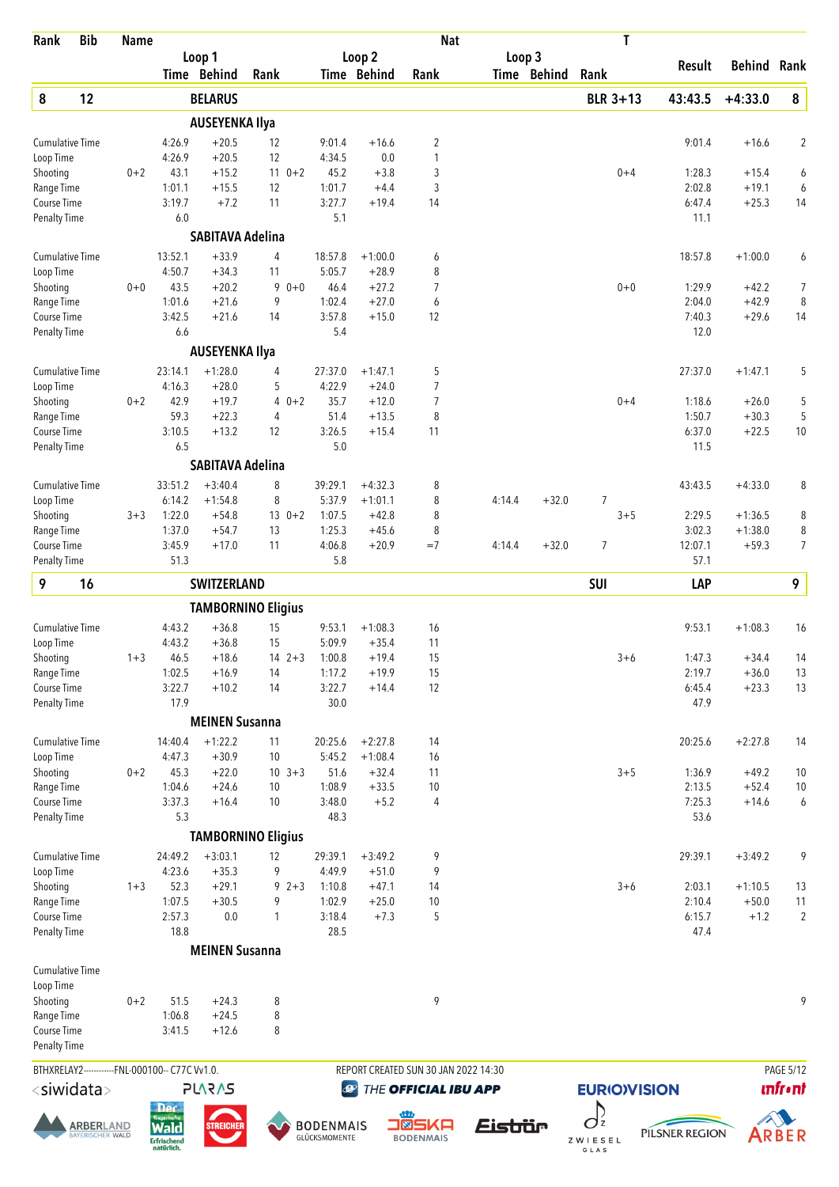| Rank | Bib | Name | | | | | | | Nat | | | | T | | |
|---|---|---|---|---|---|---|---|---|---|---|---|---|---|---|---|
| | | | Loop 1 | | | Loop 2 | | | Loop 3 | | | | Result | Behind | Rank |
| | | | Time | Behind | Rank | Time | Behind | Rank | Time | Behind | Rank | | | | |
| **8** | **12** | **BELARUS** | | | | | | | | | | **BLR 3+13** | **43:43.5** | **+4:33.0** | **8** |
| | | **AUSEYENKA Ilya** | | | | | | | | | | | | | |
| Cumulative Time | | | 4:26.9 | +20.5 | 12 | 9:01.4 | +16.6 | 2 | | | | | 9:01.4 | +16.6 | 2 |
| Loop Time | | | 4:26.9 | +20.5 | 12 | 4:34.5 | 0.0 | 1 | | | | | | | |
| Shooting | | 0+2 | 43.1 | +15.2 | 11 0+2 | 45.2 | +3.8 | 3 | | | | 0+4 | 1:28.3 | +15.4 | 6 |
| Range Time | | | 1:01.1 | +15.5 | 12 | 1:01.7 | +4.4 | 3 | | | | | 2:02.8 | +19.1 | 6 |
| Course Time | | | 3:19.7 | +7.2 | 11 | 3:27.7 | +19.4 | 14 | | | | | 6:47.4 | +25.3 | 14 |
| Penalty Time | | | 6.0 | | | 5.1 | | | | | | | 11.1 | | |
| | | **SABITAVA Adelina** | | | | | | | | | | | | | |
| Cumulative Time | | | 13:52.1 | +33.9 | 4 | 18:57.8 | +1:00.0 | 6 | | | | | 18:57.8 | +1:00.0 | 6 |
| Loop Time | | | 4:50.7 | +34.3 | 11 | 5:05.7 | +28.9 | 8 | | | | | | | |
| Shooting | | 0+0 | 43.5 | +20.2 | 9 0+0 | 46.4 | +27.2 | 7 | | | | 0+0 | 1:29.9 | +42.2 | 7 |
| Range Time | | | 1:01.6 | +21.6 | 9 | 1:02.4 | +27.0 | 6 | | | | | 2:04.0 | +42.9 | 8 |
| Course Time | | | 3:42.5 | +21.6 | 14 | 3:57.8 | +15.0 | 12 | | | | | 7:40.3 | +29.6 | 14 |
| Penalty Time | | | 6.6 | | | 5.4 | | | | | | | 12.0 | | |
| | | **AUSEYENKA Ilya** | | | | | | | | | | | | | |
| Cumulative Time | | | 23:14.1 | +1:28.0 | 4 | 27:37.0 | +1:47.1 | 5 | | | | | 27:37.0 | +1:47.1 | 5 |
| Loop Time | | | 4:16.3 | +28.0 | 5 | 4:22.9 | +24.0 | 7 | | | | | | | |
| Shooting | | 0+2 | 42.9 | +19.7 | 4 0+2 | 35.7 | +12.0 | 7 | | | | 0+4 | 1:18.6 | +26.0 | 5 |
| Range Time | | | 59.3 | +22.3 | 4 | 51.4 | +13.5 | 8 | | | | | 1:50.7 | +30.3 | 5 |
| Course Time | | | 3:10.5 | +13.2 | 12 | 3:26.5 | +15.4 | 11 | | | | | 6:37.0 | +22.5 | 10 |
| Penalty Time | | | 6.5 | | | 5.0 | | | | | | | 11.5 | | |
| | | **SABITAVA Adelina** | | | | | | | | | | | | | |
| Cumulative Time | | | 33:51.2 | +3:40.4 | 8 | 39:29.1 | +4:32.3 | 8 | | | | | 43:43.5 | +4:33.0 | 8 |
| Loop Time | | | 6:14.2 | +1:54.8 | 8 | 5:37.9 | +1:01.1 | 8 | 4:14.4 | +32.0 | 7 | | | | |
| Shooting | | 3+3 | 1:22.0 | +54.8 | 13 0+2 | 1:07.5 | +42.8 | 8 | | | | 3+5 | 2:29.5 | +1:36.5 | 8 |
| Range Time | | | 1:37.0 | +54.7 | 13 | 1:25.3 | +45.6 | 8 | | | | | 3:02.3 | +1:38.0 | 8 |
| Course Time | | | 3:45.9 | +17.0 | 11 | 4:06.8 | +20.9 | =7 | 4:14.4 | +32.0 | 7 | | 12:07.1 | +59.3 | 7 |
| Penalty Time | | | 51.3 | | | 5.8 | | | | | | | 57.1 | | |
| **9** | **16** | **SWITZERLAND** | | | | | | | | | | **SUI** | **LAP** | | **9** |
| | | **TAMBORNINO Eligius** | | | | | | | | | | | | | |
| Cumulative Time | | | 4:43.2 | +36.8 | 15 | 9:53.1 | +1:08.3 | 16 | | | | | 9:53.1 | +1:08.3 | 16 |
| Loop Time | | | 4:43.2 | +36.8 | 15 | 5:09.9 | +35.4 | 11 | | | | | | | |
| Shooting | | 1+3 | 46.5 | +18.6 | 14 2+3 | 1:00.8 | +19.4 | 15 | | | | 3+6 | 1:47.3 | +34.4 | 14 |
| Range Time | | | 1:02.5 | +16.9 | 14 | 1:17.2 | +19.9 | 15 | | | | | 2:19.7 | +36.0 | 13 |
| Course Time | | | 3:22.7 | +10.2 | 14 | 3:22.7 | +14.4 | 12 | | | | | 6:45.4 | +23.3 | 13 |
| Penalty Time | | | 17.9 | | | 30.0 | | | | | | | 47.9 | | |
| | | **MEINEN Susanna** | | | | | | | | | | | | | |
| Cumulative Time | | | 14:40.4 | +1:22.2 | 11 | 20:25.6 | +2:27.8 | 14 | | | | | 20:25.6 | +2:27.8 | 14 |
| Loop Time | | | 4:47.3 | +30.9 | 10 | 5:45.2 | +1:08.4 | 16 | | | | | | | |
| Shooting | | 0+2 | 45.3 | +22.0 | 10 3+3 | 51.6 | +32.4 | 11 | | | | 3+5 | 1:36.9 | +49.2 | 10 |
| Range Time | | | 1:04.6 | +24.6 | 10 | 1:08.9 | +33.5 | 10 | | | | | 2:13.5 | +52.4 | 10 |
| Course Time | | | 3:37.3 | +16.4 | 10 | 3:48.0 | +5.2 | 4 | | | | | 7:25.3 | +14.6 | 6 |
| Penalty Time | | | 5.3 | | | 48.3 | | | | | | | 53.6 | | |
| | | **TAMBORNINO Eligius** | | | | | | | | | | | | | |
| Cumulative Time | | | 24:49.2 | +3:03.1 | 12 | 29:39.1 | +3:49.2 | 9 | | | | | 29:39.1 | +3:49.2 | 9 |
| Loop Time | | | 4:23.6 | +35.3 | 9 | 4:49.9 | +51.0 | 9 | | | | | | | |
| Shooting | | 1+3 | 52.3 | +29.1 | 9 2+3 | 1:10.8 | +47.1 | 14 | | | | 3+6 | 2:03.1 | +1:10.5 | 13 |
| Range Time | | | 1:07.5 | +30.5 | 9 | 1:02.9 | +25.0 | 10 | | | | | 2:10.4 | +50.0 | 11 |
| Course Time | | | 2:57.3 | 0.0 | 1 | 3:18.4 | +7.3 | 5 | | | | | 6:15.7 | +1.2 | 2 |
| Penalty Time | | | 18.8 | | | 28.5 | | | | | | | 47.4 | | |
| | | **MEINEN Susanna** | | | | | | | | | | | | | |
| Cumulative Time | | | | | | | | | | | | | | | |
| Loop Time | | | | | | | | | | | | | | | |
| Shooting | | 0+2 | 51.5 | +24.3 | 8 | | | 9 | | | | | | | 9 |
| Range Time | | | 1:06.8 | +24.5 | 8 | | | | | | | | | | |
| Course Time | | | 3:41.5 | +12.6 | 8 | | | | | | | | | | |
| Penalty Time | | | | | | | | | | | | | | | |

BTHXRELAY2-----------FNL-000100-- C77C Vv1.0. REPORT CREATED SUN 30 JAN 2022 14:30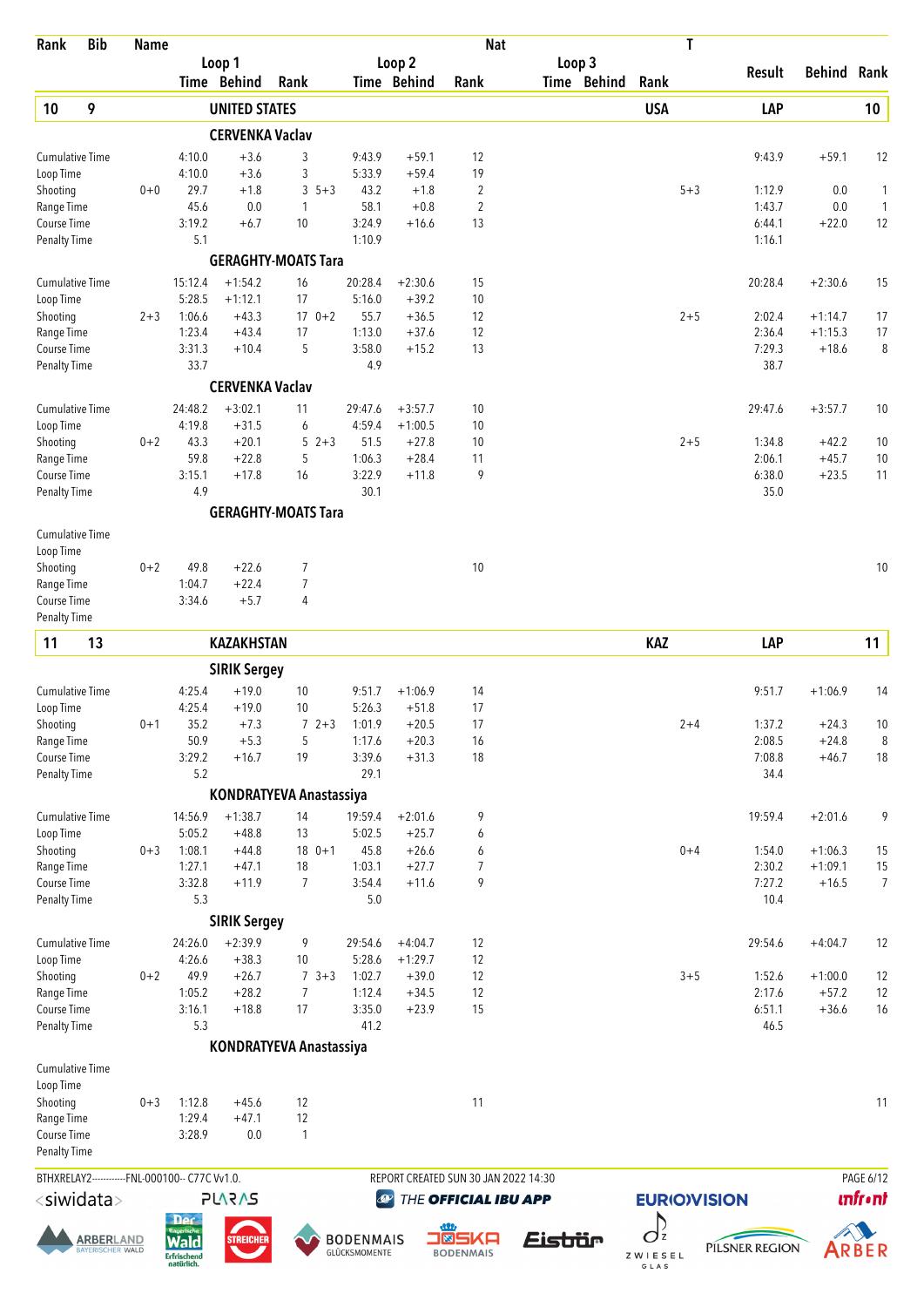| Rank | Bib | Name | | | | | | | Nat | | | | T | | | |
|---|---|---|---|---|---|---|---|---|---|---|---|---|---|---|---|---|
| | | | Loop 1 | | | Loop 2 | | | Loop 3 | | | | | | | |
| | | | Time | Behind | Rank | Time | Behind | Rank | Time | Behind | Rank | | | Result | Behind | Rank |
| **10** | **9** | **UNITED STATES** | | | | | | | | | | **USA** | | **LAP** | | **10** |
| | | **CERVENKA Vaclav** | | | | | | | | | | | | | | |
| Cumulative Time | | | 4:10.0 | +3.6 | 3 | 9:43.9 | +59.1 | 12 | | | | | | 9:43.9 | +59.1 | 12 |
| Loop Time | | | 4:10.0 | +3.6 | 3 | 5:33.9 | +59.4 | 19 | | | | | | | | |
| Shooting | | 0+0 | 29.7 | +1.8 | 3 | 5+3 43.2 | +1.8 | 2 | | | | | 5+3 | 1:12.9 | 0.0 | 1 |
| Range Time | | | 45.6 | 0.0 | 1 | 58.1 | +0.8 | 2 | | | | | | 1:43.7 | 0.0 | 1 |
| Course Time | | | 3:19.2 | +6.7 | 10 | 3:24.9 | +16.6 | 13 | | | | | | 6:44.1 | +22.0 | 12 |
| Penalty Time | | | 5.1 | | | 1:10.9 | | | | | | | | 1:16.1 | | |
| | | **GERAGHTY-MOATS Tara** | | | | | | | | | | | | | | |
| Cumulative Time | | | 15:12.4 | +1:54.2 | 16 | 20:28.4 | +2:30.6 | 15 | | | | | | 20:28.4 | +2:30.6 | 15 |
| Loop Time | | | 5:28.5 | +1:12.1 | 17 | 5:16.0 | +39.2 | 10 | | | | | | | | |
| Shooting | | 2+3 | 1:06.6 | +43.3 | 17 | 0+2 55.7 | +36.5 | 12 | | | | | 2+5 | 2:02.4 | +1:14.7 | 17 |
| Range Time | | | 1:23.4 | +43.4 | 17 | 1:13.0 | +37.6 | 12 | | | | | | 2:36.4 | +1:15.3 | 17 |
| Course Time | | | 3:31.3 | +10.4 | 5 | 3:58.0 | +15.2 | 13 | | | | | | 7:29.3 | +18.6 | 8 |
| Penalty Time | | | 33.7 | | | 4.9 | | | | | | | | 38.7 | | |
| | | **CERVENKA Vaclav** | | | | | | | | | | | | | | |
| Cumulative Time | | | 24:48.2 | +3:02.1 | 11 | 29:47.6 | +3:57.7 | 10 | | | | | | 29:47.6 | +3:57.7 | 10 |
| Loop Time | | | 4:19.8 | +31.5 | 6 | 4:59.4 | +1:00.5 | 10 | | | | | | | | |
| Shooting | | 0+2 | 43.3 | +20.1 | 5 | 2+3 51.5 | +27.8 | 10 | | | | | 2+5 | 1:34.8 | +42.2 | 10 |
| Range Time | | | 59.8 | +22.8 | 5 | 1:06.3 | +28.4 | 11 | | | | | | 2:06.1 | +45.7 | 10 |
| Course Time | | | 3:15.1 | +17.8 | 16 | 3:22.9 | +11.8 | 9 | | | | | | 6:38.0 | +23.5 | 11 |
| Penalty Time | | | 4.9 | | | 30.1 | | | | | | | | 35.0 | | |
| | | **GERAGHTY-MOATS Tara** | | | | | | | | | | | | | | |
| Cumulative Time | | | | | | | | | | | | | | | | |
| Loop Time | | | | | | | | | | | | | | | | |
| Shooting | | 0+2 | 49.8 | +22.6 | 7 | | | 10 | | | | | | | | 10 |
| Range Time | | | 1:04.7 | +22.4 | 7 | | | | | | | | | | | |
| Course Time | | | 3:34.6 | +5.7 | 4 | | | | | | | | | | | |
| Penalty Time | | | | | | | | | | | | | | | | |
| **11** | **13** | **KAZAKHSTAN** | | | | | | | | | | **KAZ** | | **LAP** | | **11** |
| | | **SIRIK Sergey** | | | | | | | | | | | | | | |
| Cumulative Time | | | 4:25.4 | +19.0 | 10 | 9:51.7 | +1:06.9 | 14 | | | | | | 9:51.7 | +1:06.9 | 14 |
| Loop Time | | | 4:25.4 | +19.0 | 10 | 5:26.3 | +51.8 | 17 | | | | | | | | |
| Shooting | | 0+1 | 35.2 | +7.3 | 7 | 2+3 1:01.9 | +20.5 | 17 | | | | | 2+4 | 1:37.2 | +24.3 | 10 |
| Range Time | | | 50.9 | +5.3 | 5 | 1:17.6 | +20.3 | 16 | | | | | | 2:08.5 | +24.8 | 8 |
| Course Time | | | 3:29.2 | +16.7 | 19 | 3:39.6 | +31.3 | 18 | | | | | | 7:08.8 | +46.7 | 18 |
| Penalty Time | | | 5.2 | | | 29.1 | | | | | | | | 34.4 | | |
| | | **KONDRATYEVA Anastassiya** | | | | | | | | | | | | | | |
| Cumulative Time | | | 14:56.9 | +1:38.7 | 14 | 19:59.4 | +2:01.6 | 9 | | | | | | 19:59.4 | +2:01.6 | 9 |
| Loop Time | | | 5:05.2 | +48.8 | 13 | 5:02.5 | +25.7 | 6 | | | | | | | | |
| Shooting | | 0+3 | 1:08.1 | +44.8 | 18 | 0+1 45.8 | +26.6 | 6 | | | | | 0+4 | 1:54.0 | +1:06.3 | 15 |
| Range Time | | | 1:27.1 | +47.1 | 18 | 1:03.1 | +27.7 | 7 | | | | | | 2:30.2 | +1:09.1 | 15 |
| Course Time | | | 3:32.8 | +11.9 | 7 | 3:54.4 | +11.6 | 9 | | | | | | 7:27.2 | +16.5 | 7 |
| Penalty Time | | | 5.3 | | | 5.0 | | | | | | | | 10.4 | | |
| | | **SIRIK Sergey** | | | | | | | | | | | | | | |
| Cumulative Time | | | 24:26.0 | +2:39.9 | 9 | 29:54.6 | +4:04.7 | 12 | | | | | | 29:54.6 | +4:04.7 | 12 |
| Loop Time | | | 4:26.6 | +38.3 | 10 | 5:28.6 | +1:29.7 | 12 | | | | | | | | |
| Shooting | | 0+2 | 49.9 | +26.7 | 7 | 3+3 1:02.7 | +39.0 | 12 | | | | | 3+5 | 1:52.6 | +1:00.0 | 12 |
| Range Time | | | 1:05.2 | +28.2 | 7 | 1:12.4 | +34.5 | 12 | | | | | | 2:17.6 | +57.2 | 12 |
| Course Time | | | 3:16.1 | +18.8 | 17 | 3:35.0 | +23.9 | 15 | | | | | | 6:51.1 | +36.6 | 16 |
| Penalty Time | | | 5.3 | | | 41.2 | | | | | | | | 46.5 | | |
| | | **KONDRATYEVA Anastassiya** | | | | | | | | | | | | | | |
| Cumulative Time | | | | | | | | | | | | | | | | |
| Loop Time | | | | | | | | | | | | | | | | |
| Shooting | | 0+3 | 1:12.8 | +45.6 | 12 | | | 11 | | | | | | | | 11 |
| Range Time | | | 1:29.4 | +47.1 | 12 | | | | | | | | | | | |
| Course Time | | | 3:28.9 | 0.0 | 1 | | | | | | | | | | | |
| Penalty Time | | | | | | | | | | | | | | | | |

BTHXRELAY2-----------FNL-000100-- C77C Vv1.0. REPORT CREATED SUN 30 JAN 2022 14:30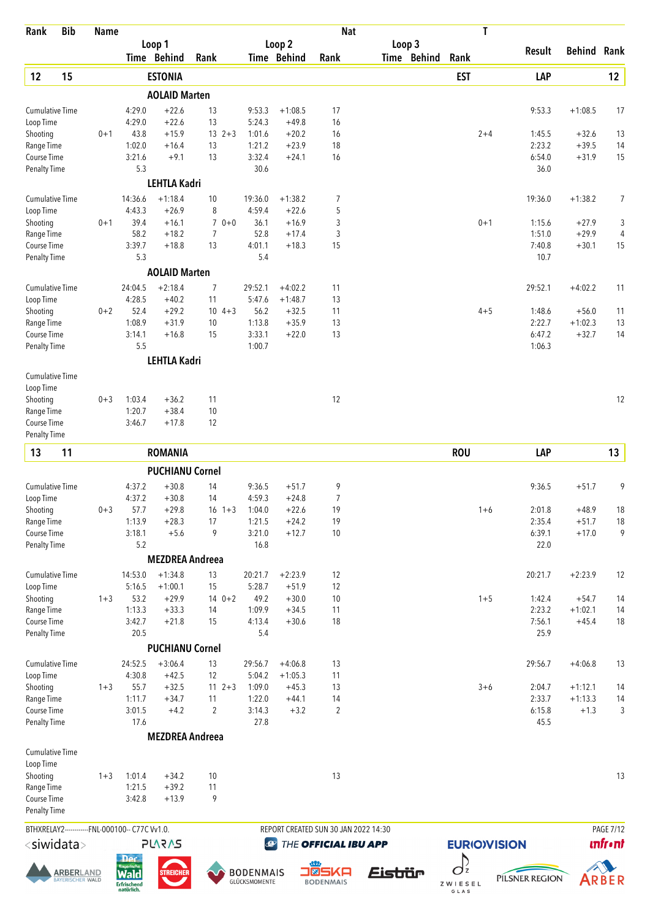| Rank | Bib | Name | Loop 1 Time | Loop 1 Behind | Loop 1 Rank | Loop 2 Time | Loop 2 Behind | Loop 2 Rank | Loop 3 Time | Loop 3 Behind | Loop 3 Rank | Nat / T | Result | Behind | Rank |
|---|---|---|---|---|---|---|---|---|---|---|---|---|---|---|---|
| **12** | **15** | **ESTONIA** | | | | | | | | | | **EST** | **LAP** | | **12** |
| | | **AOLAID Marten** | | | | | | | | | | | | | |
| | | Cumulative Time | 4:29.0 | +22.6 | 13 | 9:53.3 | +1:08.5 | 17 | | | | | 9:53.3 | +1:08.5 | 17 |
| | | Loop Time | 4:29.0 | +22.6 | 13 | 5:24.3 | +49.8 | 16 | | | | | | | |
| | | Shooting | 0+1 43.8 | +15.9 | 13 | 2+3 1:01.6 | +20.2 | 16 | | | | 2+4 | 1:45.5 | +32.6 | 13 |
| | | Range Time | 1:02.0 | +16.4 | 13 | 1:21.2 | +23.9 | 18 | | | | | 2:23.2 | +39.5 | 14 |
| | | Course Time | 3:21.6 | +9.1 | 13 | 3:32.4 | +24.1 | 16 | | | | | 6:54.0 | +31.9 | 15 |
| | | Penalty Time | 5.3 | | | 30.6 | | | | | | | 36.0 | | |
| | | **LEHTLA Kadri** | | | | | | | | | | | | | |
| | | Cumulative Time | 14:36.6 | +1:18.4 | 10 | 19:36.0 | +1:38.2 | 7 | | | | | 19:36.0 | +1:38.2 | 7 |
| | | Loop Time | 4:43.3 | +26.9 | 8 | 4:59.4 | +22.6 | 5 | | | | | | | |
| | | Shooting | 0+1 39.4 | +16.1 | 7 | 0+0 36.1 | +16.9 | 3 | | | | 0+1 | 1:15.6 | +27.9 | 3 |
| | | Range Time | 58.2 | +18.2 | 7 | 52.8 | +17.4 | 3 | | | | | 1:51.0 | +29.9 | 4 |
| | | Course Time | 3:39.7 | +18.8 | 13 | 4:01.1 | +18.3 | 15 | | | | | 7:40.8 | +30.1 | 15 |
| | | Penalty Time | 5.3 | | | 5.4 | | | | | | | 10.7 | | |
| | | **AOLAID Marten** | | | | | | | | | | | | | |
| | | Cumulative Time | 24:04.5 | +2:18.4 | 7 | 29:52.1 | +4:02.2 | 11 | | | | | 29:52.1 | +4:02.2 | 11 |
| | | Loop Time | 4:28.5 | +40.2 | 11 | 5:47.6 | +1:48.7 | 13 | | | | | | | |
| | | Shooting | 0+2 52.4 | +29.2 | 10 | 4+3 56.2 | +32.5 | 11 | | | | 4+5 | 1:48.6 | +56.0 | 11 |
| | | Range Time | 1:08.9 | +31.9 | 10 | 1:13.8 | +35.9 | 13 | | | | | 2:22.7 | +1:02.3 | 13 |
| | | Course Time | 3:14.1 | +16.8 | 15 | 3:33.1 | +22.0 | 13 | | | | | 6:47.2 | +32.7 | 14 |
| | | Penalty Time | 5.5 | | | 1:00.7 | | | | | | | 1:06.3 | | |
| | | **LEHTLA Kadri** | | | | | | | | | | | | | |
| | | Cumulative Time | | | | | | | | | | | | | |
| | | Loop Time | | | | | | | | | | | | | |
| | | Shooting | 0+3 1:03.4 | +36.2 | 11 | | | 12 | | | | | | | 12 |
| | | Range Time | 1:20.7 | +38.4 | 10 | | | | | | | | | | |
| | | Course Time | 3:46.7 | +17.8 | 12 | | | | | | | | | | |
| | | Penalty Time | | | | | | | | | | | | | |
| **13** | **11** | **ROMANIA** | | | | | | | | | | **ROU** | **LAP** | | **13** |
| | | **PUCHIANU Cornel** | | | | | | | | | | | | | |
| | | Cumulative Time | 4:37.2 | +30.8 | 14 | 9:36.5 | +51.7 | 9 | | | | | 9:36.5 | +51.7 | 9 |
| | | Loop Time | 4:37.2 | +30.8 | 14 | 4:59.3 | +24.8 | 7 | | | | | | | |
| | | Shooting | 0+3 57.7 | +29.8 | 16 | 1+3 1:04.0 | +22.6 | 19 | | | | 1+6 | 2:01.8 | +48.9 | 18 |
| | | Range Time | 1:13.9 | +28.3 | 17 | 1:21.5 | +24.2 | 19 | | | | | 2:35.4 | +51.7 | 18 |
| | | Course Time | 3:18.1 | +5.6 | 9 | 3:21.0 | +12.7 | 10 | | | | | 6:39.1 | +17.0 | 9 |
| | | Penalty Time | 5.2 | | | 16.8 | | | | | | | 22.0 | | |
| | | **MEZDREA Andreea** | | | | | | | | | | | | | |
| | | Cumulative Time | 14:53.0 | +1:34.8 | 13 | 20:21.7 | +2:23.9 | 12 | | | | | 20:21.7 | +2:23.9 | 12 |
| | | Loop Time | 5:16.5 | +1:00.1 | 15 | 5:28.7 | +51.9 | 12 | | | | | | | |
| | | Shooting | 1+3 53.2 | +29.9 | 14 | 0+2 49.2 | +30.0 | 10 | | | | 1+5 | 1:42.4 | +54.7 | 14 |
| | | Range Time | 1:13.3 | +33.3 | 14 | 1:09.9 | +34.5 | 11 | | | | | 2:23.2 | +1:02.1 | 14 |
| | | Course Time | 3:42.7 | +21.8 | 15 | 4:13.4 | +30.6 | 18 | | | | | 7:56.1 | +45.4 | 18 |
| | | Penalty Time | 20.5 | | | 5.4 | | | | | | | 25.9 | | |
| | | **PUCHIANU Cornel** | | | | | | | | | | | | | |
| | | Cumulative Time | 24:52.5 | +3:06.4 | 13 | 29:56.7 | +4:06.8 | 13 | | | | | 29:56.7 | +4:06.8 | 13 |
| | | Loop Time | 4:30.8 | +42.5 | 12 | 5:04.2 | +1:05.3 | 11 | | | | | | | |
| | | Shooting | 1+3 55.7 | +32.5 | 11 | 2+3 1:09.0 | +45.3 | 13 | | | | 3+6 | 2:04.7 | +1:12.1 | 14 |
| | | Range Time | 1:11.7 | +34.7 | 11 | 1:22.0 | +44.1 | 14 | | | | | 2:33.7 | +1:13.3 | 14 |
| | | Course Time | 3:01.5 | +4.2 | 2 | 3:14.3 | +3.2 | 2 | | | | | 6:15.8 | +1.3 | 3 |
| | | Penalty Time | 17.6 | | | 27.8 | | | | | | | 45.5 | | |
| | | **MEZDREA Andreea** | | | | | | | | | | | | | |
| | | Cumulative Time | | | | | | | | | | | | | |
| | | Loop Time | | | | | | | | | | | | | |
| | | Shooting | 1+3 1:01.4 | +34.2 | 10 | | | 13 | | | | | | | 13 |
| | | Range Time | 1:21.5 | +39.2 | 11 | | | | | | | | | | |
| | | Course Time | 3:42.8 | +13.9 | 9 | | | | | | | | | | |
| | | Penalty Time | | | | | | | | | | | | | |

BTHXRELAY2-----------FNL-000100-- C77C Vv1.0. REPORT CREATED SUN 30 JAN 2022 14:30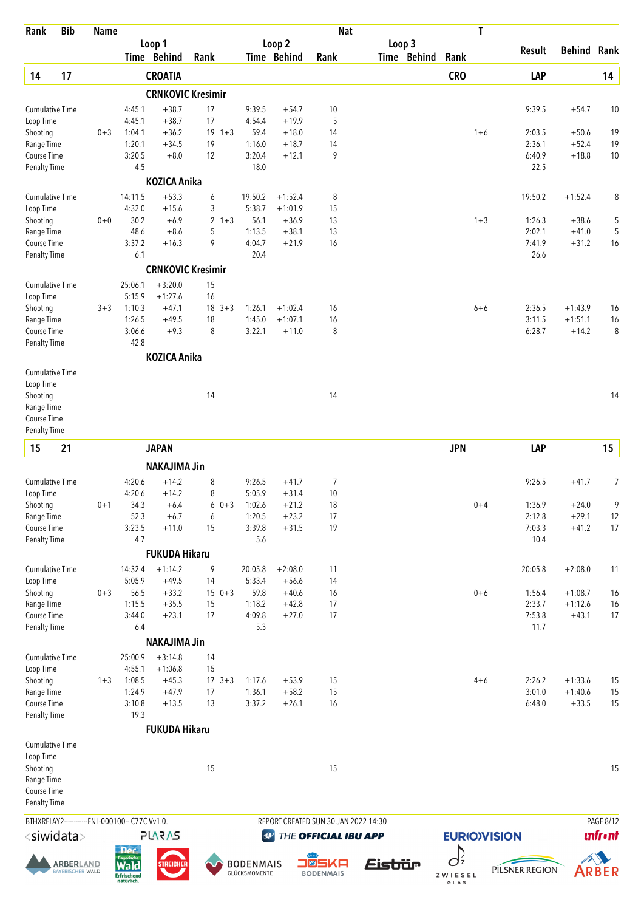| Rank | Bib | Name | | Loop 1 Time | Loop 1 Behind | Loop 1 Rank | | Loop 2 Time | Loop 2 Behind | Loop 2 Rank | Loop 3 Time | Loop 3 Behind | Loop 3 Rank | Nat / T | Result | Behind | Rank |
|---|---|---|---|---|---|---|---|---|---|---|---|---|---|---|---|---|---|
| 14 | 17 | CROATIA | | | | | | | | | | | | CRO | LAP | | 14 |
| | | **CRNKOVIC Kresimir** | | | | | | | | | | | | | | | |
| | | Cumulative Time | | 4:45.1 | +38.7 | 17 | | 9:39.5 | +54.7 | 10 | | | | | 9:39.5 | +54.7 | 10 |
| | | Loop Time | | 4:45.1 | +38.7 | 17 | | 4:54.4 | +19.9 | 5 | | | | | | | |
| | | Shooting | 0+3 | 1:04.1 | +36.2 | 19 | 1+3 | 59.4 | +18.0 | 14 | | | | 1+6 | 2:03.5 | +50.6 | 19 |
| | | Range Time | | 1:20.1 | +34.5 | 19 | | 1:16.0 | +18.7 | 14 | | | | | 2:36.1 | +52.4 | 19 |
| | | Course Time | | 3:20.5 | +8.0 | 12 | | 3:20.4 | +12.1 | 9 | | | | | 6:40.9 | +18.8 | 10 |
| | | Penalty Time | | 4.5 | | | | 18.0 | | | | | | | 22.5 | | |
| | | **KOZICA Anika** | | | | | | | | | | | | | | | |
| | | Cumulative Time | | 14:11.5 | +53.3 | 6 | | 19:50.2 | +1:52.4 | 8 | | | | | 19:50.2 | +1:52.4 | 8 |
| | | Loop Time | | 4:32.0 | +15.6 | 3 | | 5:38.7 | +1:01.9 | 15 | | | | | | | |
| | | Shooting | 0+0 | 30.2 | +6.9 | 2 | 1+3 | 56.1 | +36.9 | 13 | | | | 1+3 | 1:26.3 | +38.6 | 5 |
| | | Range Time | | 48.6 | +8.6 | 5 | | 1:13.5 | +38.1 | 13 | | | | | 2:02.1 | +41.0 | 5 |
| | | Course Time | | 3:37.2 | +16.3 | 9 | | 4:04.7 | +21.9 | 16 | | | | | 7:41.9 | +31.2 | 16 |
| | | Penalty Time | | 6.1 | | | | 20.4 | | | | | | | 26.6 | | |
| | | **CRNKOVIC Kresimir** | | | | | | | | | | | | | | | |
| | | Cumulative Time | | 25:06.1 | +3:20.0 | 15 | | | | | | | | | | | |
| | | Loop Time | | 5:15.9 | +1:27.6 | 16 | | | | | | | | | | | |
| | | Shooting | 3+3 | 1:10.3 | +47.1 | 18 | 3+3 | 1:26.1 | +1:02.4 | 16 | | | | 6+6 | 2:36.5 | +1:43.9 | 16 |
| | | Range Time | | 1:26.5 | +49.5 | 18 | | 1:45.0 | +1:07.1 | 16 | | | | | 3:11.5 | +1:51.1 | 16 |
| | | Course Time | | 3:06.6 | +9.3 | 8 | | 3:22.1 | +11.0 | 8 | | | | | 6:28.7 | +14.2 | 8 |
| | | Penalty Time | | 42.8 | | | | | | | | | | | | | |
| | | **KOZICA Anika** | | | | | | | | | | | | | | | |
| | | Cumulative Time | | | | | | | | | | | | | | | |
| | | Loop Time | | | | | | | | | | | | | | | |
| | | Shooting | | | | 14 | | | | 14 | | | | | | | 14 |
| | | Range Time | | | | | | | | | | | | | | | |
| | | Course Time | | | | | | | | | | | | | | | |
| | | Penalty Time | | | | | | | | | | | | | | | |
| 15 | 21 | JAPAN | | | | | | | | | | | | JPN | LAP | | 15 |
| | | **NAKAJIMA Jin** | | | | | | | | | | | | | | | |
| | | Cumulative Time | | 4:20.6 | +14.2 | 8 | | 9:26.5 | +41.7 | 7 | | | | | 9:26.5 | +41.7 | 7 |
| | | Loop Time | | 4:20.6 | +14.2 | 8 | | 5:05.9 | +31.4 | 10 | | | | | | | |
| | | Shooting | 0+1 | 34.3 | +6.4 | 6 | 0+3 | 1:02.6 | +21.2 | 18 | | | | 0+4 | 1:36.9 | +24.0 | 9 |
| | | Range Time | | 52.3 | +6.7 | 6 | | 1:20.5 | +23.2 | 17 | | | | | 2:12.8 | +29.1 | 12 |
| | | Course Time | | 3:23.5 | +11.0 | 15 | | 3:39.8 | +31.5 | 19 | | | | | 7:03.3 | +41.2 | 17 |
| | | Penalty Time | | 4.7 | | | | 5.6 | | | | | | | 10.4 | | |
| | | **FUKUDA Hikaru** | | | | | | | | | | | | | | | |
| | | Cumulative Time | | 14:32.4 | +1:14.2 | 9 | | 20:05.8 | +2:08.0 | 11 | | | | | 20:05.8 | +2:08.0 | 11 |
| | | Loop Time | | 5:05.9 | +49.5 | 14 | | 5:33.4 | +56.6 | 14 | | | | | | | |
| | | Shooting | 0+3 | 56.5 | +33.2 | 15 | 0+3 | 59.8 | +40.6 | 16 | | | | 0+6 | 1:56.4 | +1:08.7 | 16 |
| | | Range Time | | 1:15.5 | +35.5 | 15 | | 1:18.2 | +42.8 | 17 | | | | | 2:33.7 | +1:12.6 | 16 |
| | | Course Time | | 3:44.0 | +23.1 | 17 | | 4:09.8 | +27.0 | 17 | | | | | 7:53.8 | +43.1 | 17 |
| | | Penalty Time | | 6.4 | | | | 5.3 | | | | | | | 11.7 | | |
| | | **NAKAJIMA Jin** | | | | | | | | | | | | | | | |
| | | Cumulative Time | | 25:00.9 | +3:14.8 | 14 | | | | | | | | | | | |
| | | Loop Time | | 4:55.1 | +1:06.8 | 15 | | | | | | | | | | | |
| | | Shooting | 1+3 | 1:08.5 | +45.3 | 17 | 3+3 | 1:17.6 | +53.9 | 15 | | | | 4+6 | 2:26.2 | +1:33.6 | 15 |
| | | Range Time | | 1:24.9 | +47.9 | 17 | | 1:36.1 | +58.2 | 15 | | | | | 3:01.0 | +1:40.6 | 15 |
| | | Course Time | | 3:10.8 | +13.5 | 13 | | 3:37.2 | +26.1 | 16 | | | | | 6:48.0 | +33.5 | 15 |
| | | Penalty Time | | 19.3 | | | | | | | | | | | | | |
| | | **FUKUDA Hikaru** | | | | | | | | | | | | | | | |
| | | Cumulative Time | | | | | | | | | | | | | | | |
| | | Loop Time | | | | | | | | | | | | | | | |
| | | Shooting | | | | 15 | | | | 15 | | | | | | | 15 |
| | | Range Time | | | | | | | | | | | | | | | |
| | | Course Time | | | | | | | | | | | | | | | |
| | | Penalty Time | | | | | | | | | | | | | | | |

BTHXRELAY2-----------FNL-000100-- C77C Vv1.0. REPORT CREATED SUN 30 JAN 2022 14:30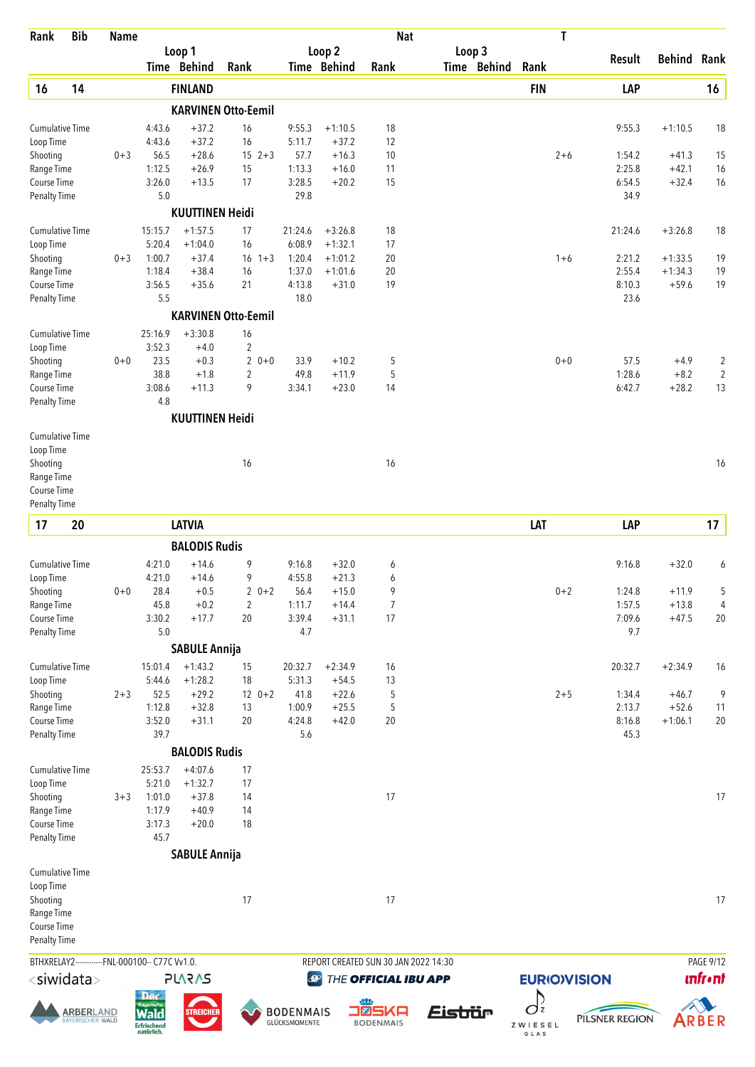| Rank | Bib | Name | | | | | | | Nat | | | | T | | | |
|---|---|---|---|---|---|---|---|---|---|---|---|---|---|---|---|---|
| | | | Loop 1 | | | Loop 2 | | | Loop 3 | | | | | Result | Behind | Rank |
| | | | Time | Behind | Rank | Time | Behind | Rank | Time | Behind | Rank | | | | | |
| **16** | **14** | **FINLAND** | | | | | | | | | | **FIN** | | **LAP** | | **16** |
| | | **KARVINEN Otto-Eemil** | | | | | | | | | | | | | | |
| Cumulative Time | | | 4:43.6 | +37.2 | 16 | 9:55.3 | +1:10.5 | 18 | | | | | | 9:55.3 | +1:10.5 | 18 |
| Loop Time | | | 4:43.6 | +37.2 | 16 | 5:11.7 | +37.2 | 12 | | | | | | | | |
| Shooting | | 0+3 | 56.5 | +28.6 | 15 2+3 | 57.7 | +16.3 | 10 | | | | | 2+6 | 1:54.2 | +41.3 | 15 |
| Range Time | | | 1:12.5 | +26.9 | 15 | 1:13.3 | +16.0 | 11 | | | | | | 2:25.8 | +42.1 | 16 |
| Course Time | | | 3:26.0 | +13.5 | 17 | 3:28.5 | +20.2 | 15 | | | | | | 6:54.5 | +32.4 | 16 |
| Penalty Time | | | 5.0 | | | 29.8 | | | | | | | | 34.9 | | |
| | | **KUUTTINEN Heidi** | | | | | | | | | | | | | | |
| Cumulative Time | | | 15:15.7 | +1:57.5 | 17 | 21:24.6 | +3:26.8 | 18 | | | | | | 21:24.6 | +3:26.8 | 18 |
| Loop Time | | | 5:20.4 | +1:04.0 | 16 | 6:08.9 | +1:32.1 | 17 | | | | | | | | |
| Shooting | | 0+3 | 1:00.7 | +37.4 | 16 1+3 | 1:20.4 | +1:01.2 | 20 | | | | | 1+6 | 2:21.2 | +1:33.5 | 19 |
| Range Time | | | 1:18.4 | +38.4 | 16 | 1:37.0 | +1:01.6 | 20 | | | | | | 2:55.4 | +1:34.3 | 19 |
| Course Time | | | 3:56.5 | +35.6 | 21 | 4:13.8 | +31.0 | 19 | | | | | | 8:10.3 | +59.6 | 19 |
| Penalty Time | | | 5.5 | | | 18.0 | | | | | | | | 23.6 | | |
| | | **KARVINEN Otto-Eemil** | | | | | | | | | | | | | | |
| Cumulative Time | | | 25:16.9 | +3:30.8 | 16 | | | | | | | | | | | |
| Loop Time | | | 3:52.3 | +4.0 | 2 | | | | | | | | | | | |
| Shooting | | 0+0 | 23.5 | +0.3 | 2 0+0 | 33.9 | +10.2 | 5 | | | | | 0+0 | 57.5 | +4.9 | 2 |
| Range Time | | | 38.8 | +1.8 | 2 | 49.8 | +11.9 | 5 | | | | | | 1:28.6 | +8.2 | 2 |
| Course Time | | | 3:08.6 | +11.3 | 9 | 3:34.1 | +23.0 | 14 | | | | | | 6:42.7 | +28.2 | 13 |
| Penalty Time | | | 4.8 | | | | | | | | | | | | | |
| | | **KUUTTINEN Heidi** | | | | | | | | | | | | | | |
| Cumulative Time | | | | | | | | | | | | | | | | |
| Loop Time | | | | | | | | | | | | | | | | |
| Shooting | | | | | 16 | | | 16 | | | | | | | | 16 |
| Range Time | | | | | | | | | | | | | | | | |
| Course Time | | | | | | | | | | | | | | | | |
| Penalty Time | | | | | | | | | | | | | | | | |
| **17** | **20** | **LATVIA** | | | | | | | | | | **LAT** | | **LAP** | | **17** |
| | | **BALODIS Rudis** | | | | | | | | | | | | | | |
| Cumulative Time | | | 4:21.0 | +14.6 | 9 | 9:16.8 | +32.0 | 6 | | | | | | 9:16.8 | +32.0 | 6 |
| Loop Time | | | 4:21.0 | +14.6 | 9 | 4:55.8 | +21.3 | 6 | | | | | | | | |
| Shooting | | 0+0 | 28.4 | +0.5 | 2 0+2 | 56.4 | +15.0 | 9 | | | | | 0+2 | 1:24.8 | +11.9 | 5 |
| Range Time | | | 45.8 | +0.2 | 2 | 1:11.7 | +14.4 | 7 | | | | | | 1:57.5 | +13.8 | 4 |
| Course Time | | | 3:30.2 | +17.7 | 20 | 3:39.4 | +31.1 | 17 | | | | | | 7:09.6 | +47.5 | 20 |
| Penalty Time | | | 5.0 | | | 4.7 | | | | | | | | 9.7 | | |
| | | **SABULE Annija** | | | | | | | | | | | | | | |
| Cumulative Time | | | 15:01.4 | +1:43.2 | 15 | 20:32.7 | +2:34.9 | 16 | | | | | | 20:32.7 | +2:34.9 | 16 |
| Loop Time | | | 5:44.6 | +1:28.2 | 18 | 5:31.3 | +54.5 | 13 | | | | | | | | |
| Shooting | | 2+3 | 52.5 | +29.2 | 12 0+2 | 41.8 | +22.6 | 5 | | | | | 2+5 | 1:34.4 | +46.7 | 9 |
| Range Time | | | 1:12.8 | +32.8 | 13 | 1:00.9 | +25.5 | 5 | | | | | | 2:13.7 | +52.6 | 11 |
| Course Time | | | 3:52.0 | +31.1 | 20 | 4:24.8 | +42.0 | 20 | | | | | | 8:16.8 | +1:06.1 | 20 |
| Penalty Time | | | 39.7 | | | 5.6 | | | | | | | | 45.3 | | |
| | | **BALODIS Rudis** | | | | | | | | | | | | | | |
| Cumulative Time | | | 25:53.7 | +4:07.6 | 17 | | | | | | | | | | | |
| Loop Time | | | 5:21.0 | +1:32.7 | 17 | | | | | | | | | | | |
| Shooting | | 3+3 | 1:01.0 | +37.8 | 14 | | | 17 | | | | | | | | 17 |
| Range Time | | | 1:17.9 | +40.9 | 14 | | | | | | | | | | | |
| Course Time | | | 3:17.3 | +20.0 | 18 | | | | | | | | | | | |
| Penalty Time | | | 45.7 | | | | | | | | | | | | | |
| | | **SABULE Annija** | | | | | | | | | | | | | | |
| Cumulative Time | | | | | | | | | | | | | | | | |
| Loop Time | | | | | | | | | | | | | | | | |
| Shooting | | | | | 17 | | | 17 | | | | | | | | 17 |
| Range Time | | | | | | | | | | | | | | | | |
| Course Time | | | | | | | | | | | | | | | | |
| Penalty Time | | | | | | | | | | | | | | | | |

BTHXRELAY2-----------FNL-000100-- C77C Vv1.0. REPORT CREATED SUN 30 JAN 2022 14:30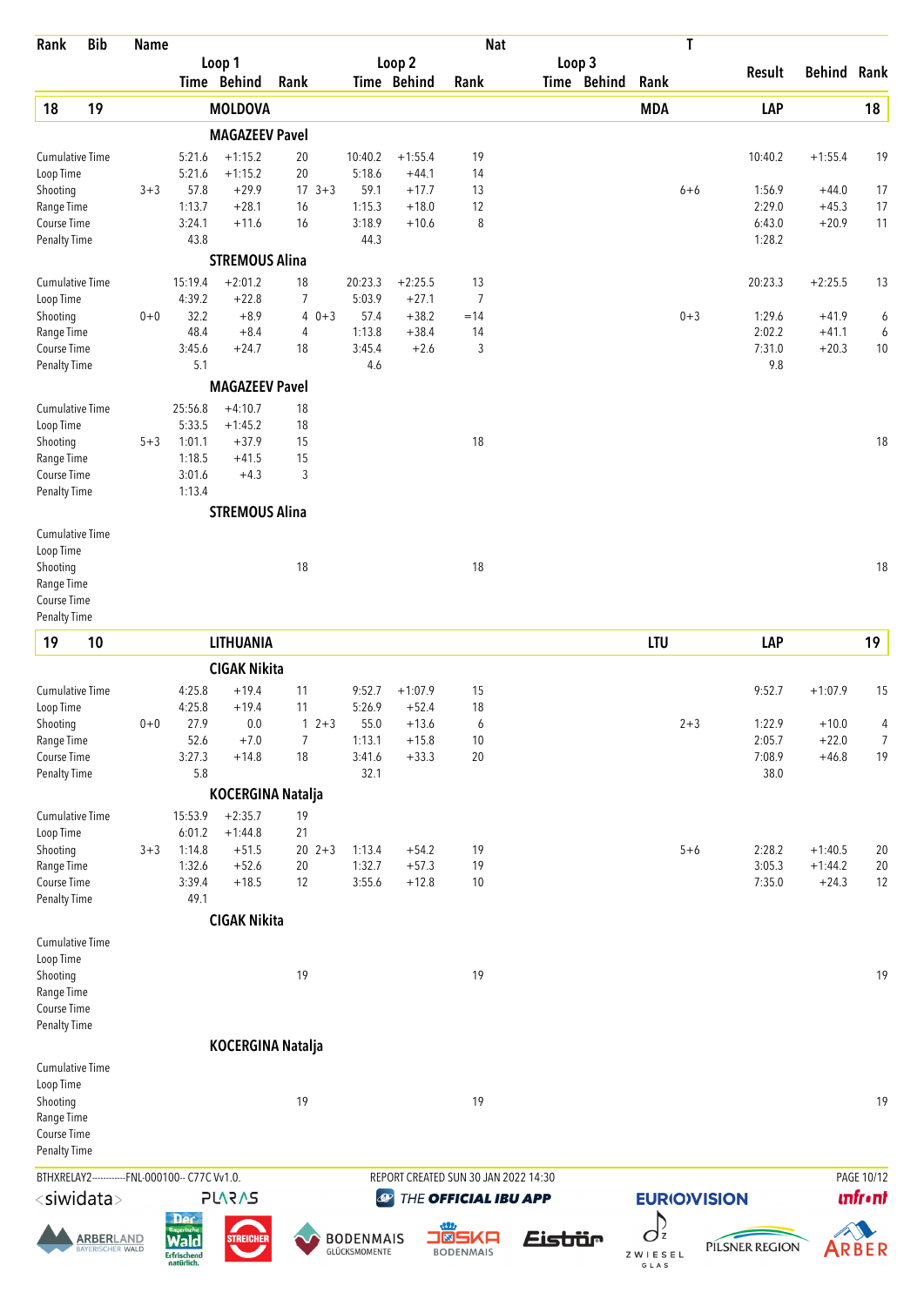| Rank | Bib | Name | Loop 1 Time | Loop 1 Behind | Loop 1 Rank | Loop 2 Time | Loop 2 Behind | Loop 2 Rank | Nat | Loop 3 Time | Loop 3 Behind | Loop 3 Rank | T | Result | Behind | Rank |
|---|---|---|---|---|---|---|---|---|---|---|---|---|---|---|---|---|
| **18** | **19** | **MOLDOVA** | | | | | | | **MDA** | | | | | **LAP** | | **18** |
| | | **MAGAZEEV Pavel** | | | | | | | | | | | | | | |
| Cumulative Time | | | 5:21.6 | +1:15.2 | 20 | 10:40.2 | +1:55.4 | 19 | | | | | | 10:40.2 | +1:55.4 | 19 |
| Loop Time | | | 5:21.6 | +1:15.2 | 20 | 5:18.6 | +44.1 | 14 | | | | | | | | |
| Shooting | | 3+3 | 57.8 | +29.9 | 17 3+3 | 59.1 | +17.7 | 13 | | | | | 6+6 | 1:56.9 | +44.0 | 17 |
| Range Time | | | 1:13.7 | +28.1 | 16 | 1:15.3 | +18.0 | 12 | | | | | | 2:29.0 | +45.3 | 17 |
| Course Time | | | 3:24.1 | +11.6 | 16 | 3:18.9 | +10.6 | 8 | | | | | | 6:43.0 | +20.9 | 11 |
| Penalty Time | | | 43.8 | | | 44.3 | | | | | | | | 1:28.2 | | |
| | | **STREMOUS Alina** | | | | | | | | | | | | | | |
| Cumulative Time | | | 15:19.4 | +2:01.2 | 18 | 20:23.3 | +2:25.5 | 13 | | | | | | 20:23.3 | +2:25.5 | 13 |
| Loop Time | | | 4:39.2 | +22.8 | 7 | 5:03.9 | +27.1 | 7 | | | | | | | | |
| Shooting | | 0+0 | 32.2 | +8.9 | 4 0+3 | 57.4 | +38.2 | =14 | | | | | 0+3 | 1:29.6 | +41.9 | 6 |
| Range Time | | | 48.4 | +8.4 | 4 | 1:13.8 | +38.4 | 14 | | | | | | 2:02.2 | +41.1 | 6 |
| Course Time | | | 3:45.6 | +24.7 | 18 | 3:45.4 | +2.6 | 3 | | | | | | 7:31.0 | +20.3 | 10 |
| Penalty Time | | | 5.1 | | | 4.6 | | | | | | | | 9.8 | | |
| | | **MAGAZEEV Pavel** | | | | | | | | | | | | | | |
| Cumulative Time | | | 25:56.8 | +4:10.7 | 18 | | | | | | | | | | | |
| Loop Time | | | 5:33.5 | +1:45.2 | 18 | | | | | | | | | | | |
| Shooting | | 5+3 | 1:01.1 | +37.9 | 15 | | | 18 | | | | | | | | 18 |
| Range Time | | | 1:18.5 | +41.5 | 15 | | | | | | | | | | | |
| Course Time | | | 3:01.6 | +4.3 | 3 | | | | | | | | | | | |
| Penalty Time | | | 1:13.4 | | | | | | | | | | | | | |
| | | **STREMOUS Alina** | | | | | | | | | | | | | | |
| Cumulative Time | | | | | | | | | | | | | | | | |
| Loop Time | | | | | | | | | | | | | | | | |
| Shooting | | | | | 18 | | | 18 | | | | | | | | 18 |
| Range Time | | | | | | | | | | | | | | | | |
| Course Time | | | | | | | | | | | | | | | | |
| Penalty Time | | | | | | | | | | | | | | | | |
| **19** | **10** | **LITHUANIA** | | | | | | | **LTU** | | | | | **LAP** | | **19** |
| | | **CIGAK Nikita** | | | | | | | | | | | | | | |
| Cumulative Time | | | 4:25.8 | +19.4 | 11 | 9:52.7 | +1:07.9 | 15 | | | | | | 9:52.7 | +1:07.9 | 15 |
| Loop Time | | | 4:25.8 | +19.4 | 11 | 5:26.9 | +52.4 | 18 | | | | | | | | |
| Shooting | | 0+0 | 27.9 | 0.0 | 1 2+3 | 55.0 | +13.6 | 6 | | | | | 2+3 | 1:22.9 | +10.0 | 4 |
| Range Time | | | 52.6 | +7.0 | 7 | 1:13.1 | +15.8 | 10 | | | | | | 2:05.7 | +22.0 | 7 |
| Course Time | | | 3:27.3 | +14.8 | 18 | 3:41.6 | +33.3 | 20 | | | | | | 7:08.9 | +46.8 | 19 |
| Penalty Time | | | 5.8 | | | 32.1 | | | | | | | | 38.0 | | |
| | | **KOCERGINA Natalja** | | | | | | | | | | | | | | |
| Cumulative Time | | | 15:53.9 | +2:35.7 | 19 | | | | | | | | | | | |
| Loop Time | | | 6:01.2 | +1:44.8 | 21 | | | | | | | | | | | |
| Shooting | | 3+3 | 1:14.8 | +51.5 | 20 2+3 | 1:13.4 | +54.2 | 19 | | | | | 5+6 | 2:28.2 | +1:40.5 | 20 |
| Range Time | | | 1:32.6 | +52.6 | 20 | 1:32.7 | +57.3 | 19 | | | | | | 3:05.3 | +1:44.2 | 20 |
| Course Time | | | 3:39.4 | +18.5 | 12 | 3:55.6 | +12.8 | 10 | | | | | | 7:35.0 | +24.3 | 12 |
| Penalty Time | | | 49.1 | | | | | | | | | | | | | |
| | | **CIGAK Nikita** | | | | | | | | | | | | | | |
| Cumulative Time | | | | | | | | | | | | | | | | |
| Loop Time | | | | | | | | | | | | | | | | |
| Shooting | | | | | 19 | | | 19 | | | | | | | | 19 |
| Range Time | | | | | | | | | | | | | | | | |
| Course Time | | | | | | | | | | | | | | | | |
| Penalty Time | | | | | | | | | | | | | | | | |
| | | **KOCERGINA Natalja** | | | | | | | | | | | | | | |
| Cumulative Time | | | | | | | | | | | | | | | | |
| Loop Time | | | | | | | | | | | | | | | | |
| Shooting | | | | | 19 | | | 19 | | | | | | | | 19 |
| Range Time | | | | | | | | | | | | | | | | |
| Course Time | | | | | | | | | | | | | | | | |
| Penalty Time | | | | | | | | | | | | | | | | |

BTHXRELAY2------------FNL-000100-- C77C Vv1.0. REPORT CREATED SUN 30 JAN 2022 14:30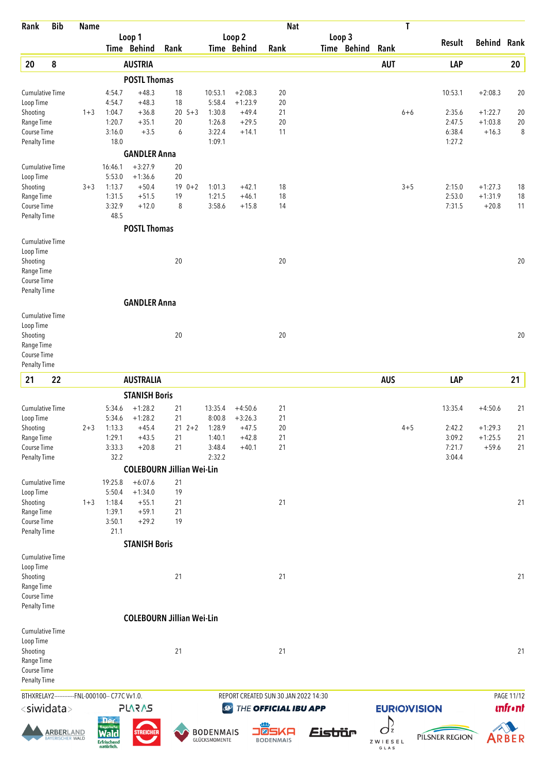| Rank | Bib | Name | Loop 1 Time | Loop 1 Behind | Loop 1 Rank | Loop 2 Time | Loop 2 Behind | Loop 2 Rank | Loop 3 Time | Loop 3 Behind | Loop 3 Rank | Nat / T | Result | Behind | Rank |
|---|---|---|---|---|---|---|---|---|---|---|---|---|---|---|---|
| **20** | **8** | **AUSTRIA** | | | | | | | | | | **AUT** | **LAP** | | **20** |
| | | **POSTL Thomas** | | | | | | | | | | | | | |
| | | Cumulative Time | 4:54.7 | +48.3 | 18 | 10:53.1 | +2:08.3 | 20 | | | | | 10:53.1 | +2:08.3 | 20 |
| | | Loop Time | 4:54.7 | +48.3 | 18 | 5:58.4 | +1:23.9 | 20 | | | | | | | |
| | | Shooting | 1+3 1:04.7 | +36.8 | 20 | 5+3 1:30.8 | +49.4 | 21 | | | | 6+6 | 2:35.6 | +1:22.7 | 20 |
| | | Range Time | 1:20.7 | +35.1 | 20 | 1:26.8 | +29.5 | 20 | | | | | 2:47.5 | +1:03.8 | 20 |
| | | Course Time | 3:16.0 | +3.5 | 6 | 3:22.4 | +14.1 | 11 | | | | | 6:38.4 | +16.3 | 8 |
| | | Penalty Time | 18.0 | | | 1:09.1 | | | | | | | 1:27.2 | | |
| | | **GANDLER Anna** | | | | | | | | | | | | | |
| | | Cumulative Time | 16:46.1 | +3:27.9 | 20 | | | | | | | | | | |
| | | Loop Time | 5:53.0 | +1:36.6 | 20 | | | | | | | | | | |
| | | Shooting | 3+3 1:13.7 | +50.4 | 19 | 0+2 1:01.3 | +42.1 | 18 | | | | 3+5 | 2:15.0 | +1:27.3 | 18 |
| | | Range Time | 1:31.5 | +51.5 | 19 | 1:21.5 | +46.1 | 18 | | | | | 2:53.0 | +1:31.9 | 18 |
| | | Course Time | 3:32.9 | +12.0 | 8 | 3:58.6 | +15.8 | 14 | | | | | 7:31.5 | +20.8 | 11 |
| | | Penalty Time | 48.5 | | | | | | | | | | | | |
| | | **POSTL Thomas** | | | | | | | | | | | | | |
| | | Cumulative Time | | | | | | | | | | | | | |
| | | Loop Time | | | | | | | | | | | | | |
| | | Shooting | | | 20 | | | 20 | | | | | | | 20 |
| | | Range Time | | | | | | | | | | | | | |
| | | Course Time | | | | | | | | | | | | | |
| | | Penalty Time | | | | | | | | | | | | | |
| | | **GANDLER Anna** | | | | | | | | | | | | | |
| | | Cumulative Time | | | | | | | | | | | | | |
| | | Loop Time | | | | | | | | | | | | | |
| | | Shooting | | | 20 | | | 20 | | | | | | | 20 |
| | | Range Time | | | | | | | | | | | | | |
| | | Course Time | | | | | | | | | | | | | |
| | | Penalty Time | | | | | | | | | | | | | |
| **21** | **22** | **AUSTRALIA** | | | | | | | | | | **AUS** | **LAP** | | **21** |
| | | **STANISH Boris** | | | | | | | | | | | | | |
| | | Cumulative Time | 5:34.6 | +1:28.2 | 21 | 13:35.4 | +4:50.6 | 21 | | | | | 13:35.4 | +4:50.6 | 21 |
| | | Loop Time | 5:34.6 | +1:28.2 | 21 | 8:00.8 | +3:26.3 | 21 | | | | | | | |
| | | Shooting | 2+3 1:13.3 | +45.4 | 21 | 2+2 1:28.9 | +47.5 | 20 | | | | 4+5 | 2:42.2 | +1:29.3 | 21 |
| | | Range Time | 1:29.1 | +43.5 | 21 | 1:40.1 | +42.8 | 21 | | | | | 3:09.2 | +1:25.5 | 21 |
| | | Course Time | 3:33.3 | +20.8 | 21 | 3:48.4 | +40.1 | 21 | | | | | 7:21.7 | +59.6 | 21 |
| | | Penalty Time | 32.2 | | | 2:32.2 | | | | | | | 3:04.4 | | |
| | | **COLEBOURN Jillian Wei-Lin** | | | | | | | | | | | | | |
| | | Cumulative Time | 19:25.8 | +6:07.6 | 21 | | | | | | | | | | |
| | | Loop Time | 5:50.4 | +1:34.0 | 19 | | | | | | | | | | |
| | | Shooting | 1+3 1:18.4 | +55.1 | 21 | | | 21 | | | | | | | 21 |
| | | Range Time | 1:39.1 | +59.1 | 21 | | | | | | | | | | |
| | | Course Time | 3:50.1 | +29.2 | 19 | | | | | | | | | | |
| | | Penalty Time | 21.1 | | | | | | | | | | | | |
| | | **STANISH Boris** | | | | | | | | | | | | | |
| | | Cumulative Time | | | | | | | | | | | | | |
| | | Loop Time | | | | | | | | | | | | | |
| | | Shooting | | | 21 | | | 21 | | | | | | | 21 |
| | | Range Time | | | | | | | | | | | | | |
| | | Course Time | | | | | | | | | | | | | |
| | | Penalty Time | | | | | | | | | | | | | |
| | | **COLEBOURN Jillian Wei-Lin** | | | | | | | | | | | | | |
| | | Cumulative Time | | | | | | | | | | | | | |
| | | Loop Time | | | | | | | | | | | | | |
| | | Shooting | | | 21 | | | 21 | | | | | | | 21 |
| | | Range Time | | | | | | | | | | | | | |
| | | Course Time | | | | | | | | | | | | | |
| | | Penalty Time | | | | | | | | | | | | | |

BTHXRELAY2-----------FNL-000100-- C77C Vv1.0. REPORT CREATED SUN 30 JAN 2022 14:30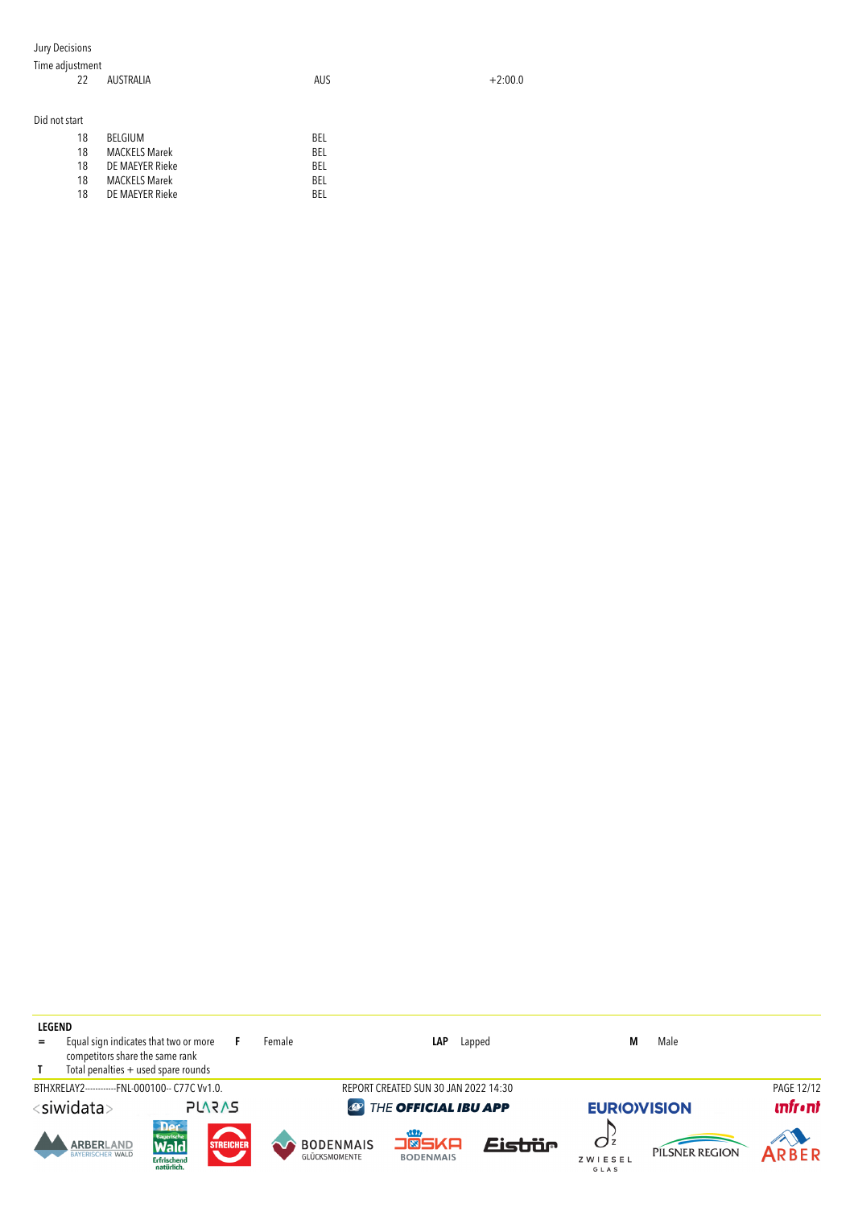Jury Decisions

Time adjustment

| | | | |
|---|---|---|---|
| 22 | AUSTRALIA | AUS | +2:00.0 |

Did not start

| | | |
|---|---|---|
| 18 | BELGIUM | BEL |
| 18 | MACKELS Marek | BEL |
| 18 | DE MAEYER Rieke | BEL |
| 18 | MACKELS Marek | BEL |
| 18 | DE MAEYER Rieke | BEL |

**LEGEND**

| | | | | | | | |
|---|---|---|---|---|---|---|---|
| **=** | Equal sign indicates that two or more competitors share the same rank | **F** | Female | **LAP** | Lapped | **M** | Male |
| **T** | Total penalties + used spare rounds | | | | | | |

BTHXRELAY2------------FNL-000100-- C77C Vv1.0. REPORT CREATED SUN 30 JAN 2022 14:30